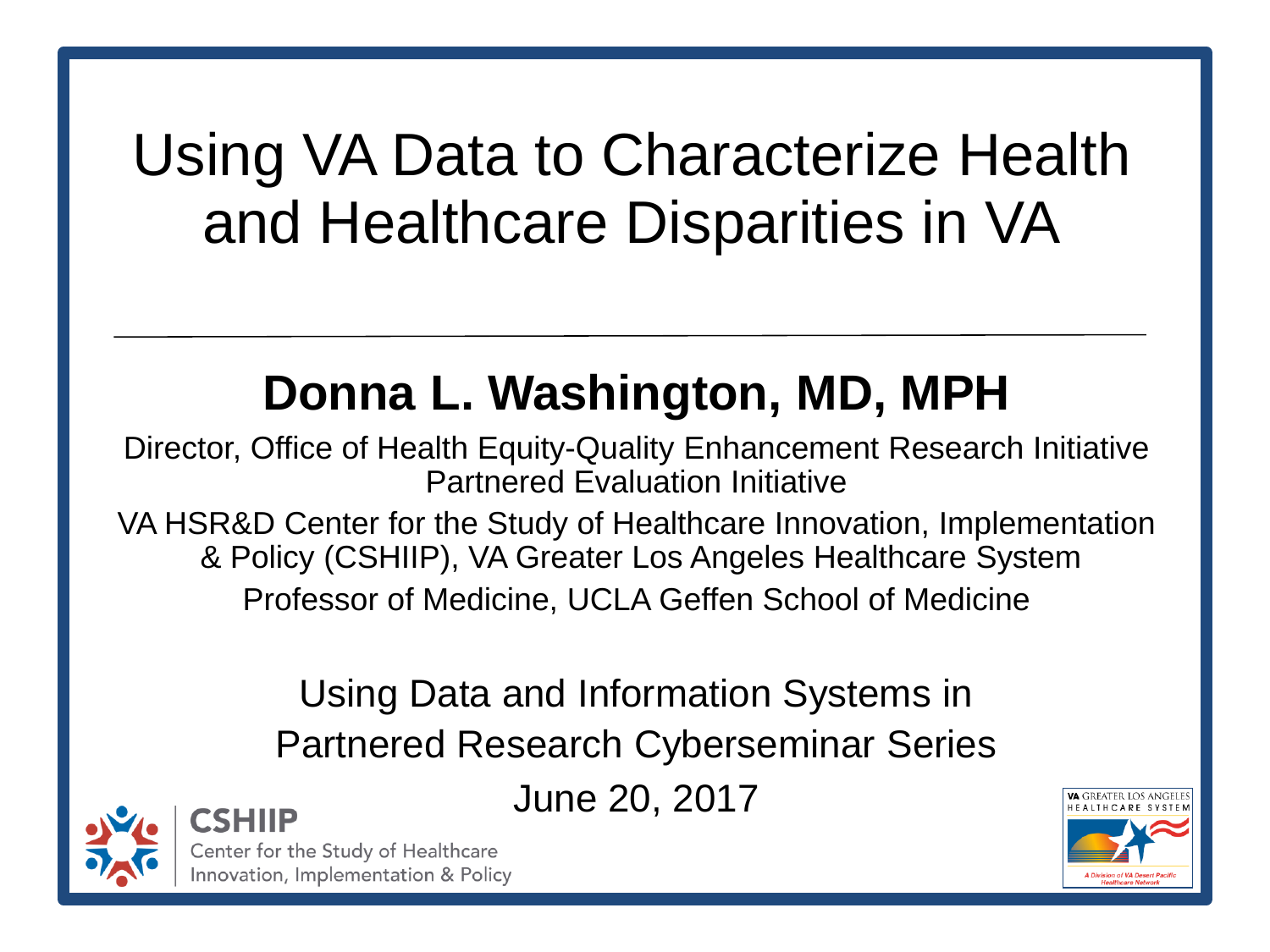# Using VA Data to Characterize Health and Healthcare Disparities in VA

## Donna L. Washington, MD, MPH

Director, Office of Health Equity-Quality Enhancement Research Initiative Partnered Evaluation Initiative

VA HSR&D Center for the Study of Healthcare Innovation, Implementation & Policy (CSHIIP), VA Greater Los Angeles Healthcare System

Professor of Medicine, UCLA Geffen School of Medicine

Using Data and Information Systems in Partnered Research Cyberseminar Series

June 20, 2017

CSHIIP
Center for the Study of Healthcare Innovation, Implementation & Policy

VA GREATER LOS ANGELES HEALTHCARE SYSTEM
A Division of VA Desert Pacific Healthcare Network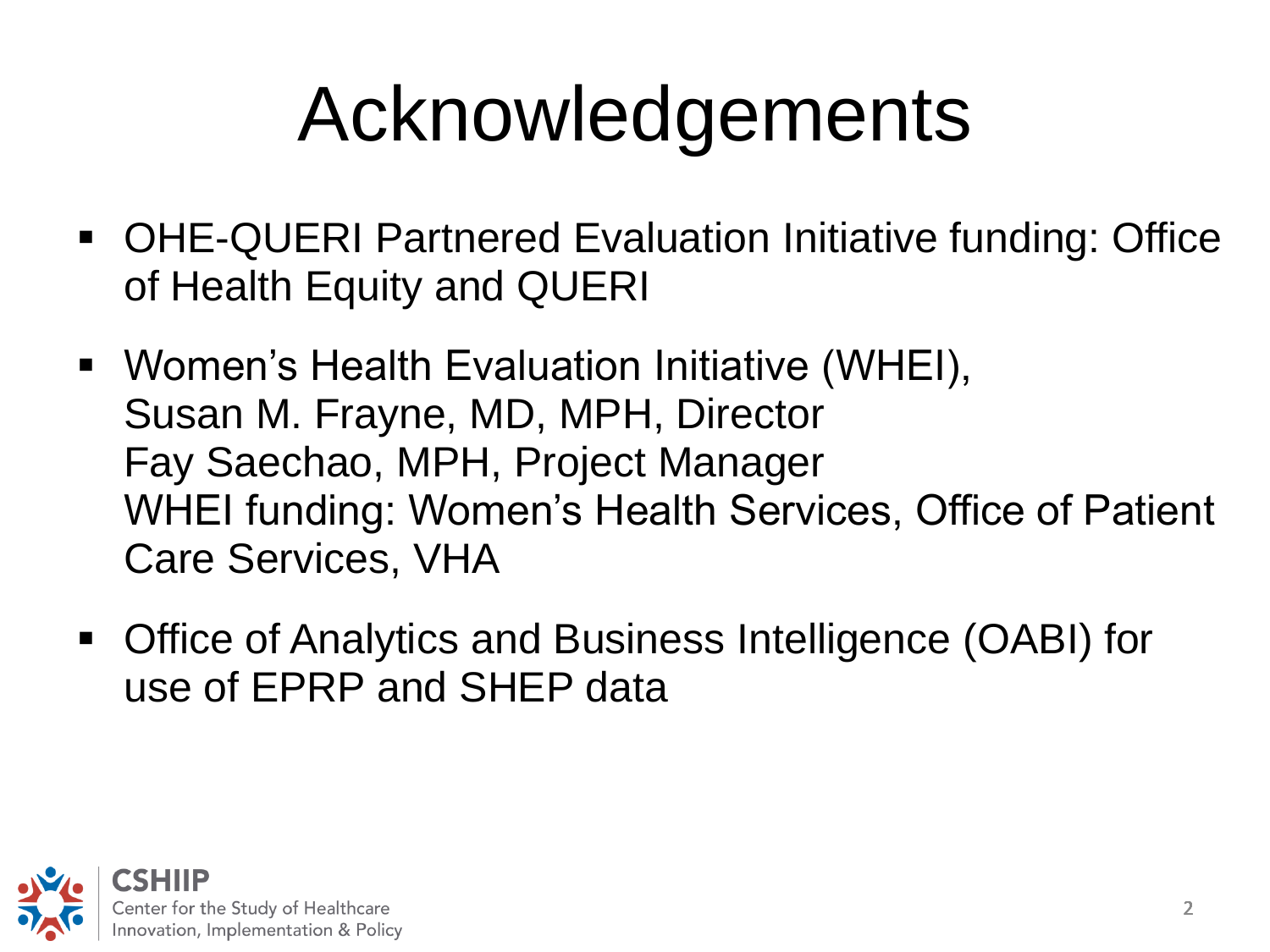# Acknowledgements

- OHE-QUERI Partnered Evaluation Initiative funding: Office of Health Equity and QUERI
- Women's Health Evaluation Initiative (WHEI), Susan M. Frayne, MD, MPH, Director Fay Saechao, MPH, Project Manager WHEI funding: Women's Health Services, Office of Patient Care Services, VHA
- Office of Analytics and Business Intelligence (OABI) for use of EPRP and SHEP data

**CSHIIP**
Center for the Study of Healthcare Innovation, Implementation & Policy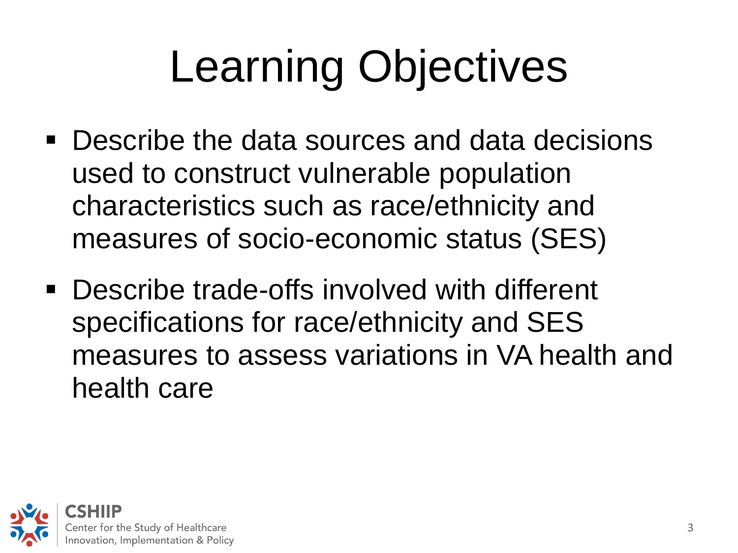# Learning Objectives

- Describe the data sources and data decisions used to construct vulnerable population characteristics such as race/ethnicity and measures of socio-economic status (SES)
- Describe trade-offs involved with different specifications for race/ethnicity and SES measures to assess variations in VA health and health care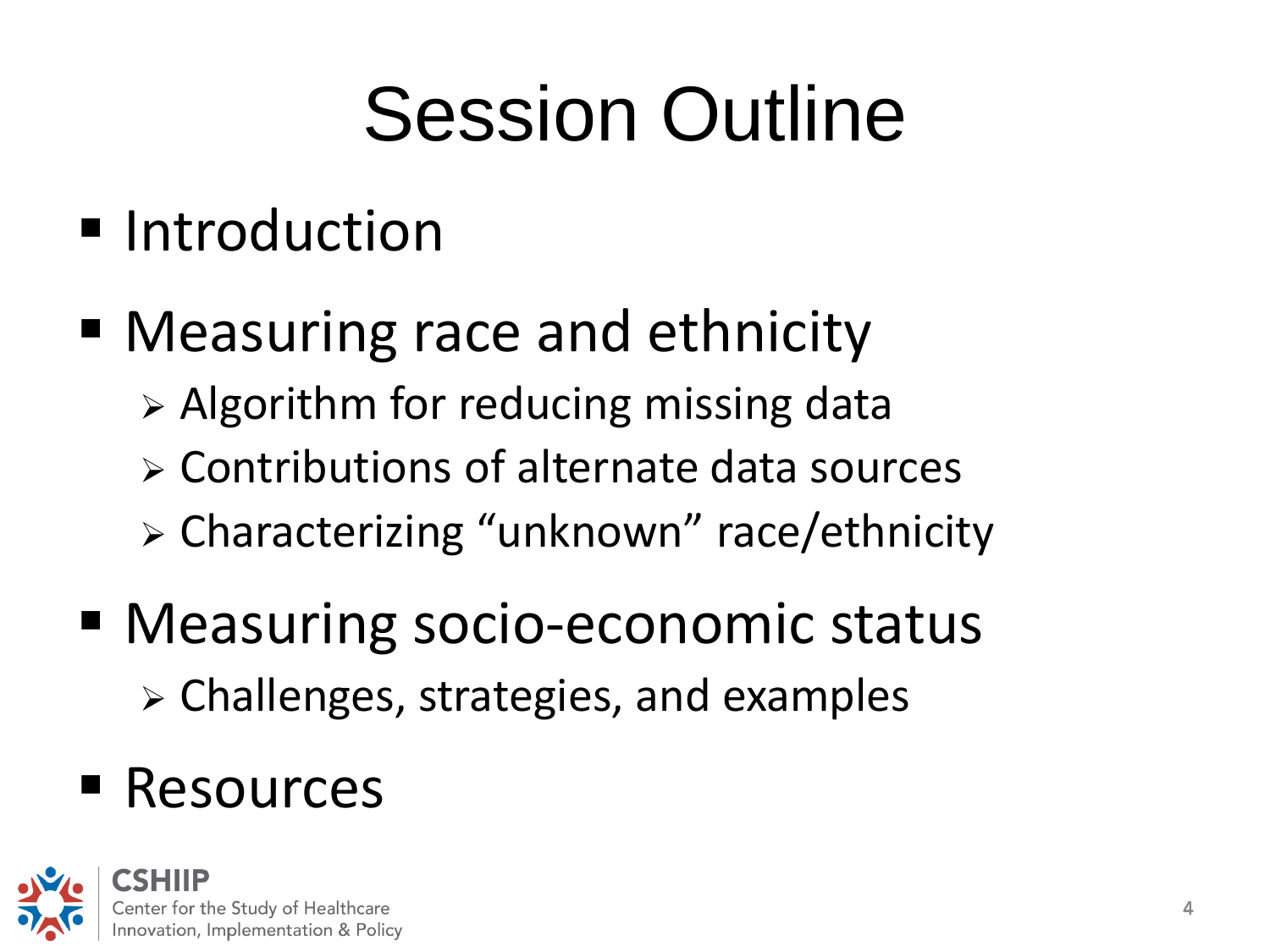# Session Outline

- Introduction
- Measuring race and ethnicity
  - Algorithm for reducing missing data
  - Contributions of alternate data sources
  - Characterizing “unknown” race/ethnicity
- Measuring socio-economic status
  - Challenges, strategies, and examples
- Resources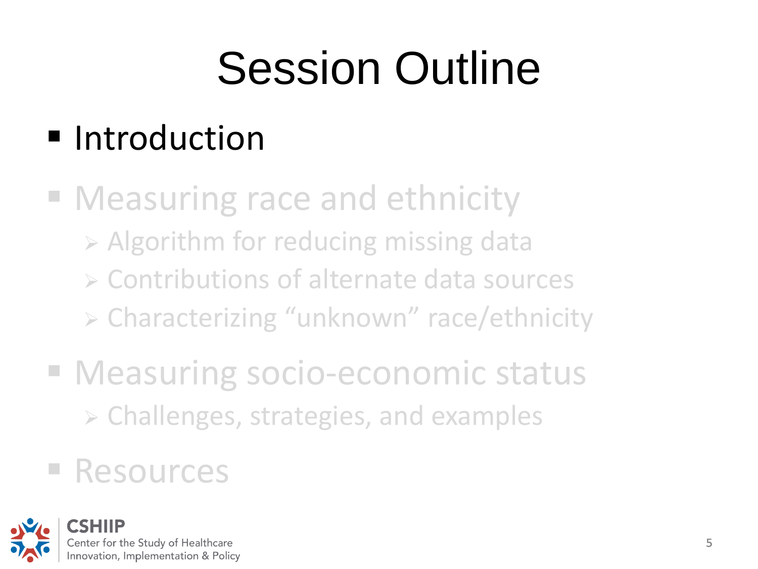# Session Outline

- Introduction
- Measuring race and ethnicity
  - Algorithm for reducing missing data
  - Contributions of alternate data sources
  - Characterizing “unknown” race/ethnicity
- Measuring socio-economic status
  - Challenges, strategies, and examples
- Resources

CSHIIP
Center for the Study of Healthcare Innovation, Implementation & Policy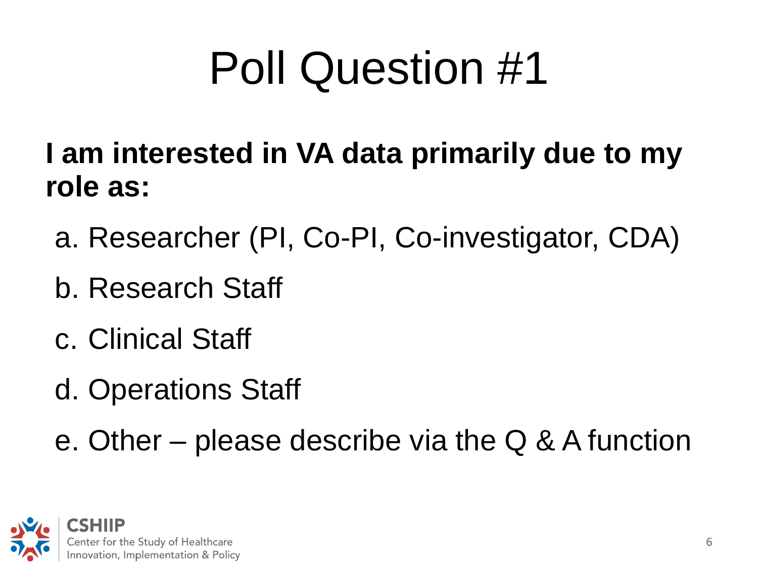# Poll Question #1

**I am interested in VA data primarily due to my role as:**

a. Researcher (PI, Co-PI, Co-investigator, CDA)

b. Research Staff

c. Clinical Staff

d. Operations Staff

e. Other – please describe via the Q & A function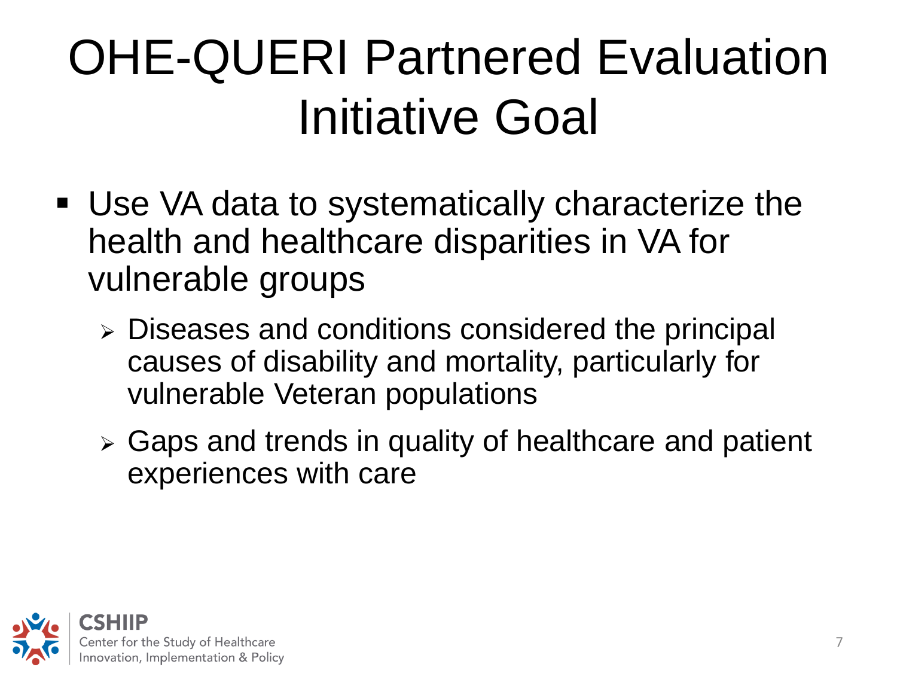# OHE-QUERI Partnered Evaluation Initiative Goal

- Use VA data to systematically characterize the health and healthcare disparities in VA for vulnerable groups
  - Diseases and conditions considered the principal causes of disability and mortality, particularly for vulnerable Veteran populations
  - Gaps and trends in quality of healthcare and patient experiences with care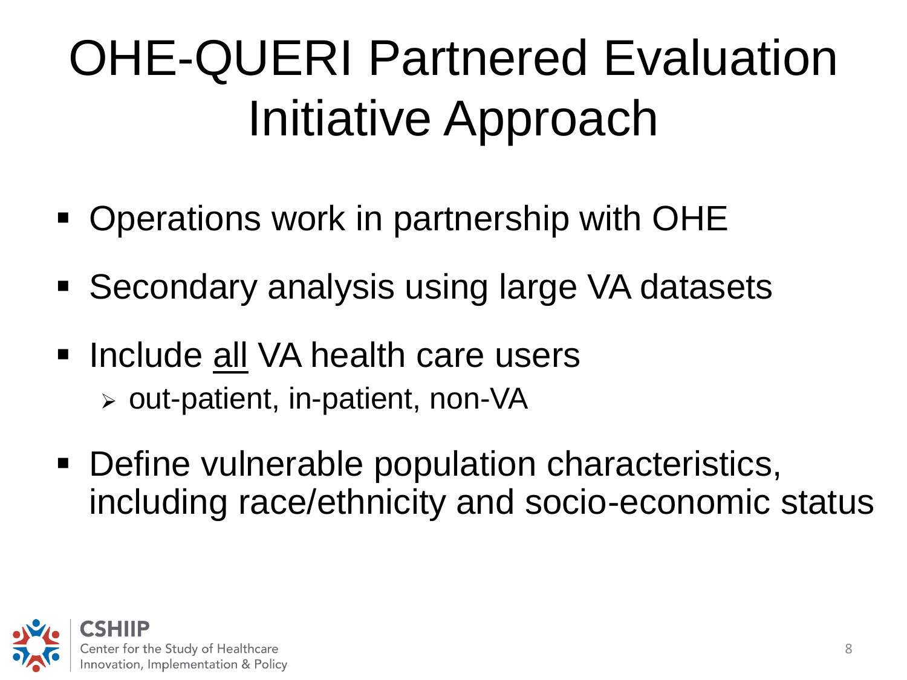# OHE-QUERI Partnered Evaluation Initiative Approach

- Operations work in partnership with OHE
- Secondary analysis using large VA datasets
- Include <u>all</u> VA health care users
  - out-patient, in-patient, non-VA
- Define vulnerable population characteristics, including race/ethnicity and socio-economic status

**CSHIIP**
Center for the Study of Healthcare Innovation, Implementation & Policy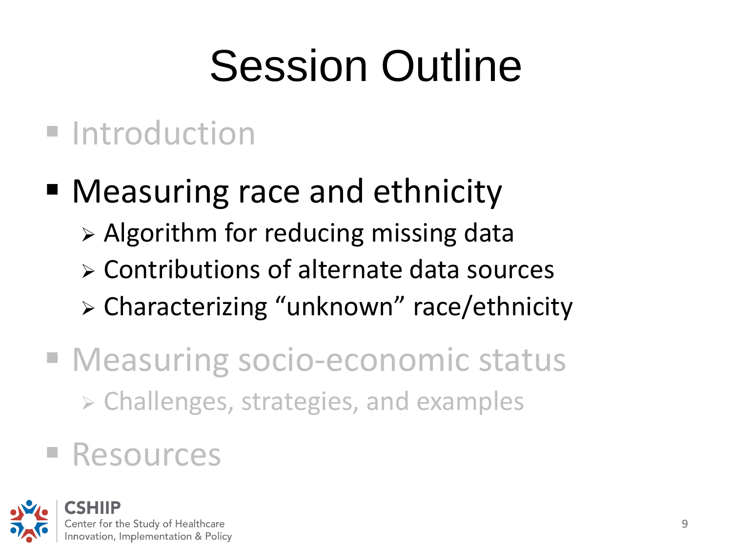# Session Outline

- Introduction
- Measuring race and ethnicity
  - Algorithm for reducing missing data
  - Contributions of alternate data sources
  - Characterizing "unknown" race/ethnicity
- Measuring socio-economic status
  - Challenges, strategies, and examples
- Resources

CSHIIP
Center for the Study of Healthcare Innovation, Implementation & Policy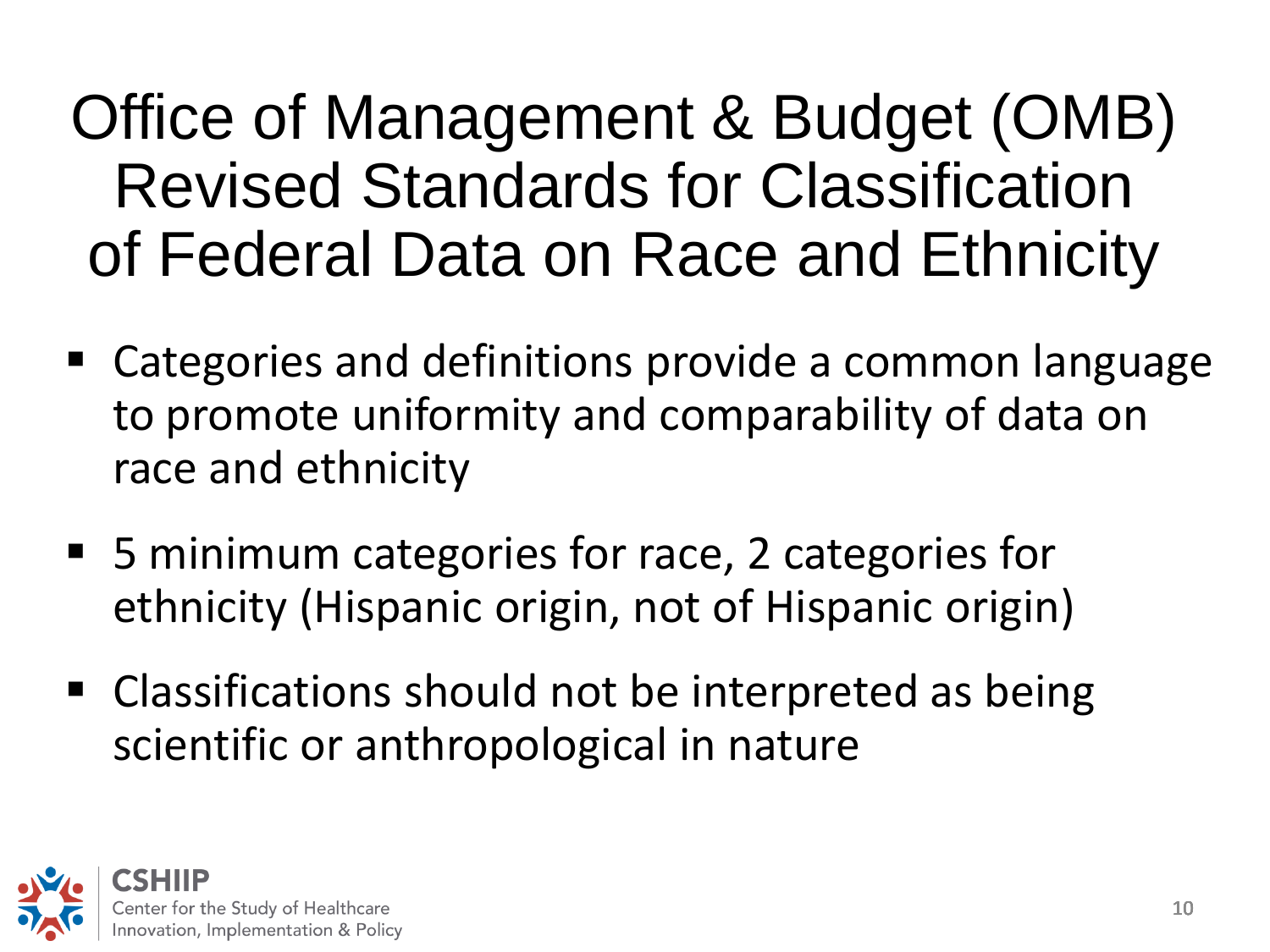# Office of Management & Budget (OMB) Revised Standards for Classification of Federal Data on Race and Ethnicity

- Categories and definitions provide a common language to promote uniformity and comparability of data on race and ethnicity
- 5 minimum categories for race, 2 categories for ethnicity (Hispanic origin, not of Hispanic origin)
- Classifications should not be interpreted as being scientific or anthropological in nature

CSHIIP
Center for the Study of Healthcare Innovation, Implementation & Policy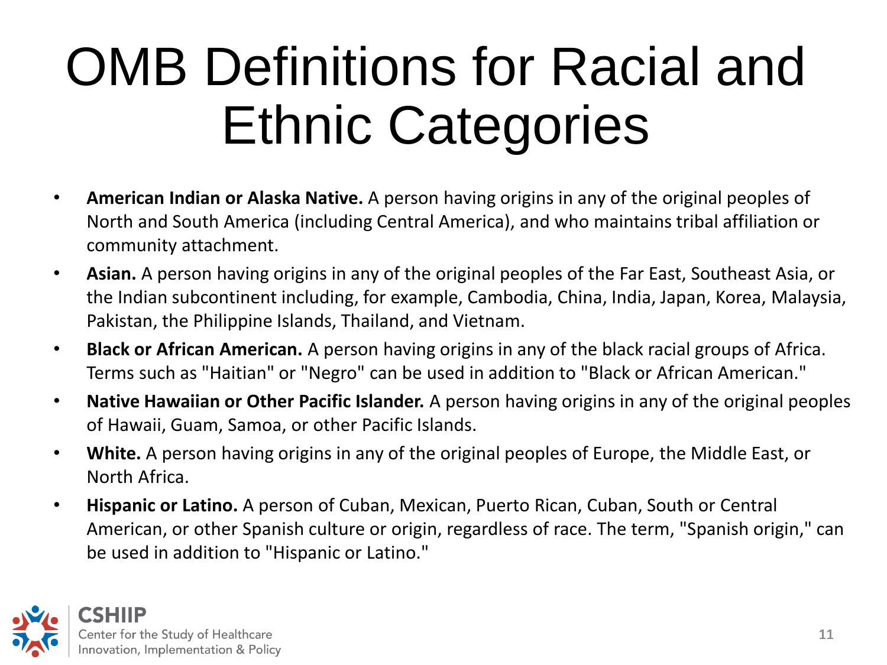# OMB Definitions for Racial and Ethnic Categories

- **American Indian or Alaska Native.** A person having origins in any of the original peoples of North and South America (including Central America), and who maintains tribal affiliation or community attachment.
- **Asian.** A person having origins in any of the original peoples of the Far East, Southeast Asia, or the Indian subcontinent including, for example, Cambodia, China, India, Japan, Korea, Malaysia, Pakistan, the Philippine Islands, Thailand, and Vietnam.
- **Black or African American.** A person having origins in any of the black racial groups of Africa. Terms such as "Haitian" or "Negro" can be used in addition to "Black or African American."
- **Native Hawaiian or Other Pacific Islander.** A person having origins in any of the original peoples of Hawaii, Guam, Samoa, or other Pacific Islands.
- **White.** A person having origins in any of the original peoples of Europe, the Middle East, or North Africa.
- **Hispanic or Latino.** A person of Cuban, Mexican, Puerto Rican, Cuban, South or Central American, or other Spanish culture or origin, regardless of race. The term, "Spanish origin," can be used in addition to "Hispanic or Latino."

CSHIIP
Center for the Study of Healthcare Innovation, Implementation & Policy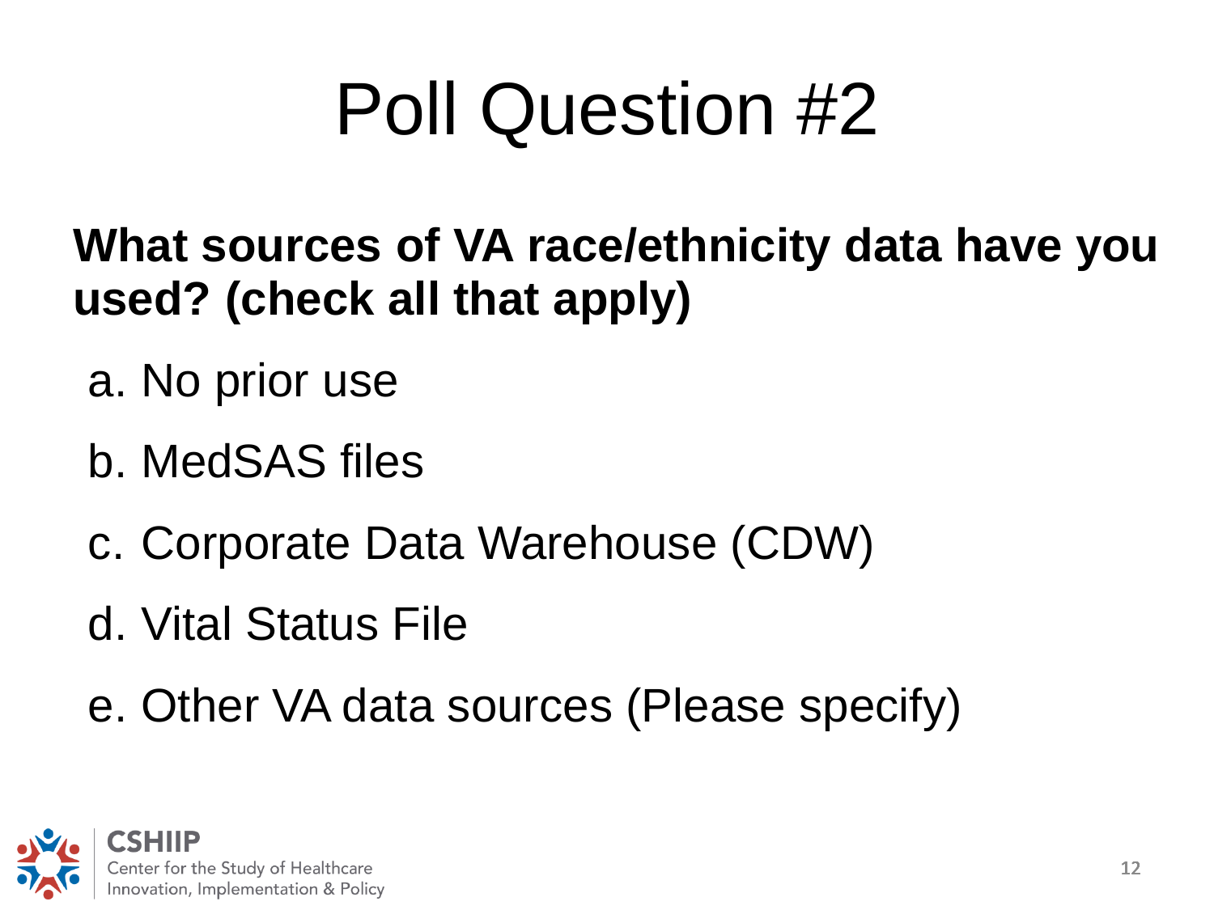# Poll Question #2

**What sources of VA race/ethnicity data have you used? (check all that apply)**

a. No prior use

b. MedSAS files

c. Corporate Data Warehouse (CDW)

d. Vital Status File

e. Other VA data sources (Please specify)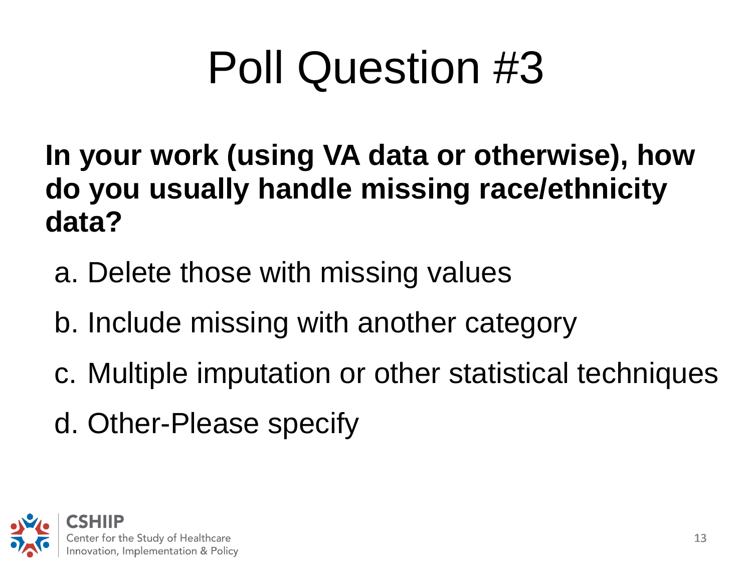# Poll Question #3

**In your work (using VA data or otherwise), how do you usually handle missing race/ethnicity data?**

a. Delete those with missing values

b. Include missing with another category

c. Multiple imputation or other statistical techniques

d. Other-Please specify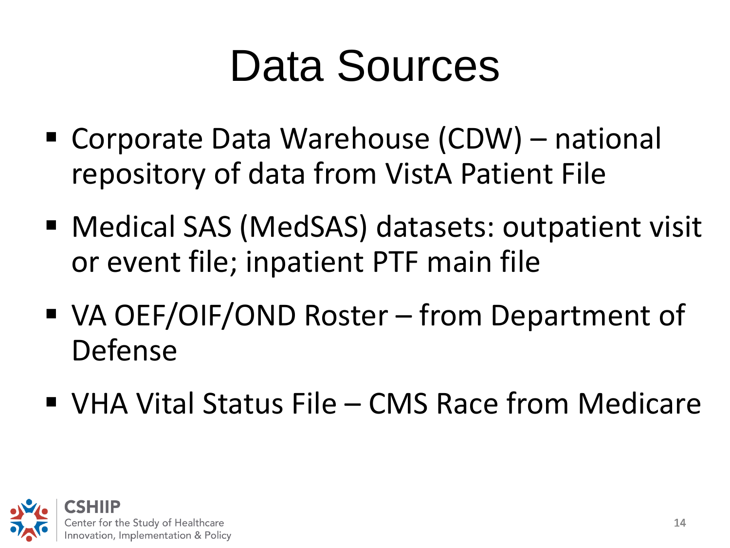# Data Sources

- Corporate Data Warehouse (CDW) – national repository of data from VistA Patient File
- Medical SAS (MedSAS) datasets: outpatient visit or event file; inpatient PTF main file
- VA OEF/OIF/OND Roster – from Department of Defense
- VHA Vital Status File – CMS Race from Medicare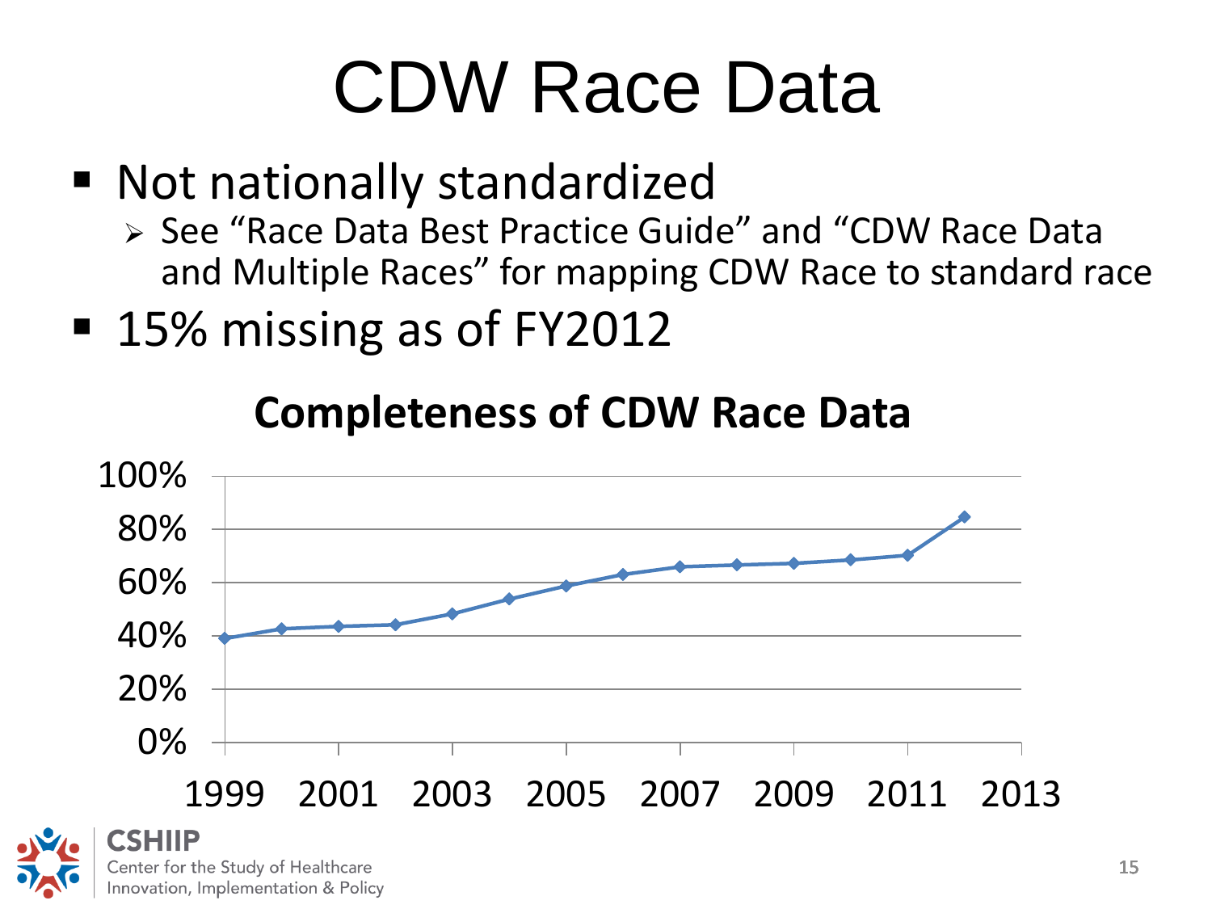# CDW Race Data

- Not nationally standardized
  - See “Race Data Best Practice Guide” and “CDW Race Data and Multiple Races” for mapping CDW Race to standard race
- 15% missing as of FY2012

**Completeness of CDW Race Data**

100%
80%
60%
40%
20%
0%

1999 2001 2003 2005 2007 2009 2011 2013

CSHIIP
Center for the Study of Healthcare Innovation, Implementation & Policy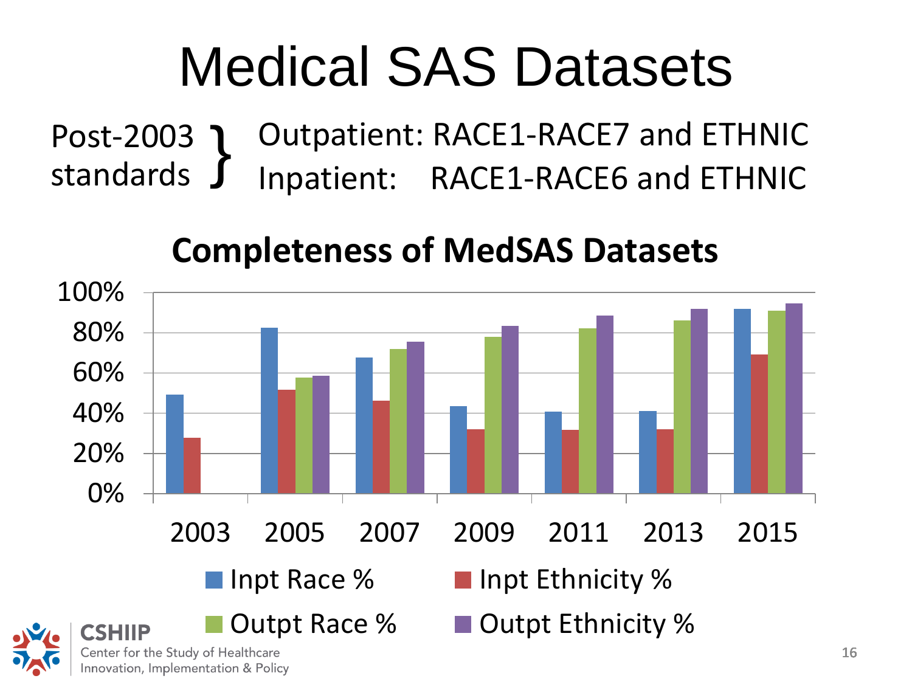# Medical SAS Datasets

Post-2003 standards }
- Outpatient: RACE1-RACE7 and ETHNIC
- Inpatient: RACE1-RACE6 and ETHNIC

## Completeness of MedSAS Datasets

| Year | Inpt Race % | Inpt Ethnicity % | Outpt Race % | Outpt Ethnicity % |
|---|---|---|---|---|
| 2003 | ~49% | ~28% | | |
| 2005 | ~82% | ~51% | ~57% | ~58% |
| 2007 | ~67% | ~46% | ~72% | ~75% |
| 2009 | ~43% | ~32% | ~78% | ~83% |
| 2011 | ~40% | ~31% | ~82% | ~88% |
| 2013 | ~41% | ~32% | ~86% | ~91% |
| 2015 | ~91% | ~69% | ~90% | ~94% |

CSHIIP
Center for the Study of Healthcare Innovation, Implementation & Policy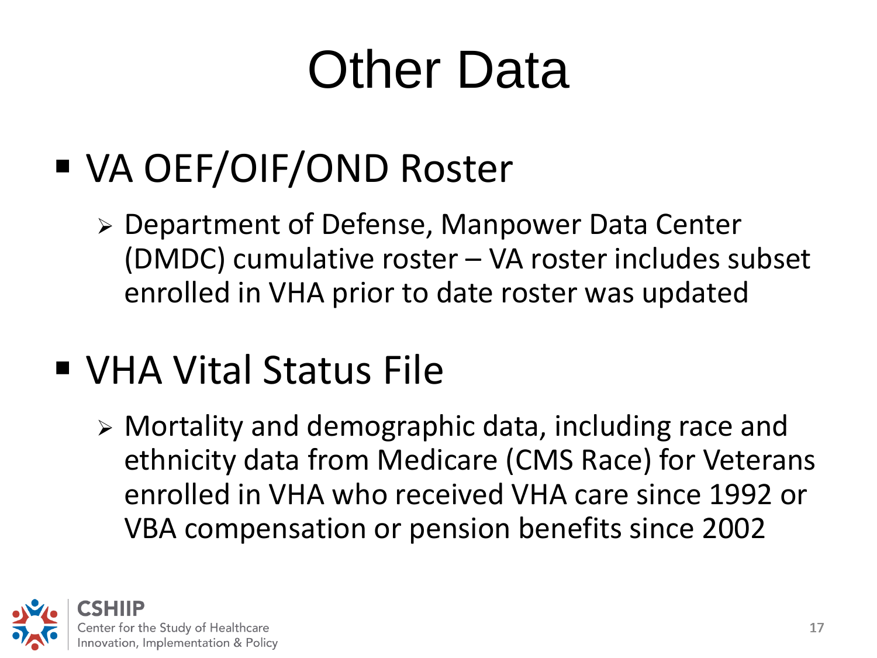# Other Data

- VA OEF/OIF/OND Roster
  - Department of Defense, Manpower Data Center (DMDC) cumulative roster – VA roster includes subset enrolled in VHA prior to date roster was updated
- VHA Vital Status File
  - Mortality and demographic data, including race and ethnicity data from Medicare (CMS Race) for Veterans enrolled in VHA who received VHA care since 1992 or VBA compensation or pension benefits since 2002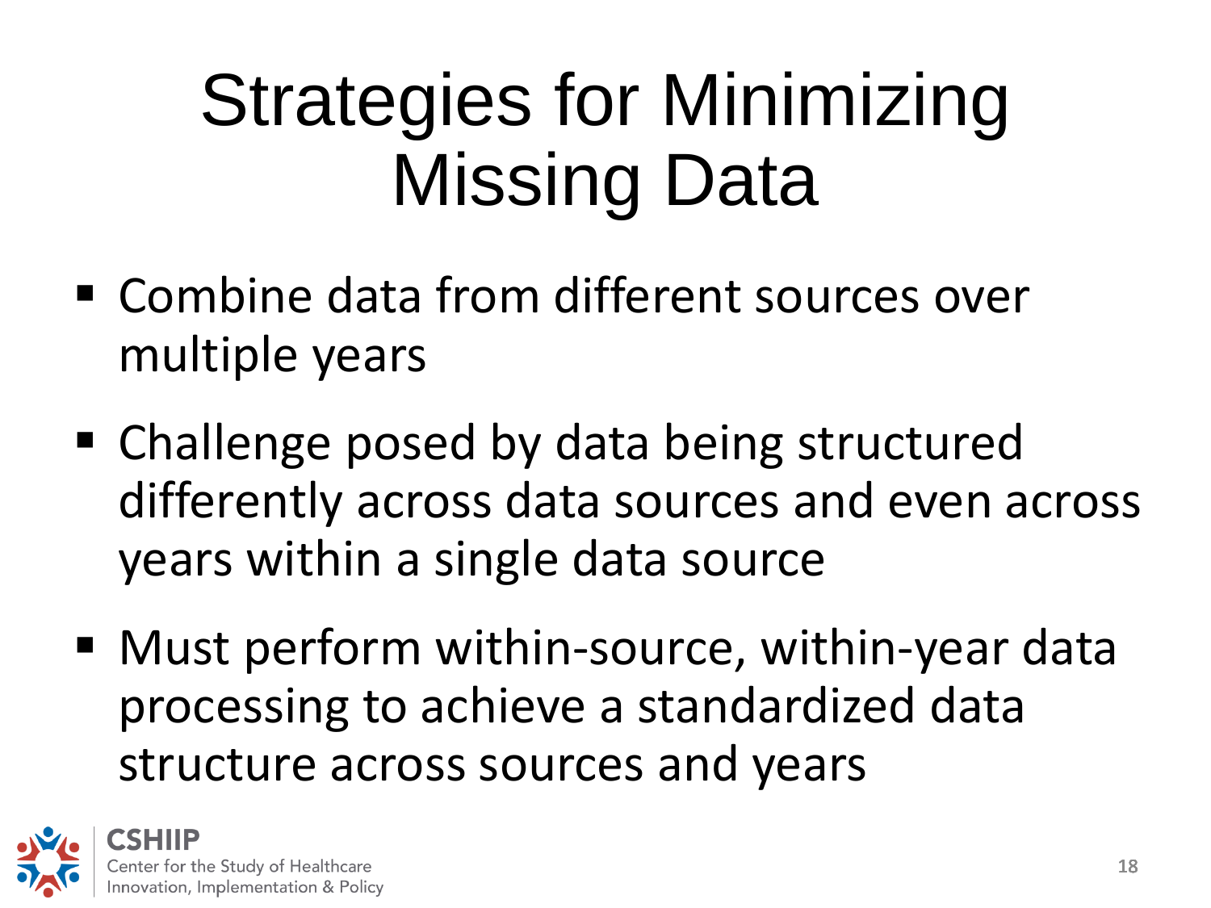# Strategies for Minimizing Missing Data

- Combine data from different sources over multiple years
- Challenge posed by data being structured differently across data sources and even across years within a single data source
- Must perform within-source, within-year data processing to achieve a standardized data structure across sources and years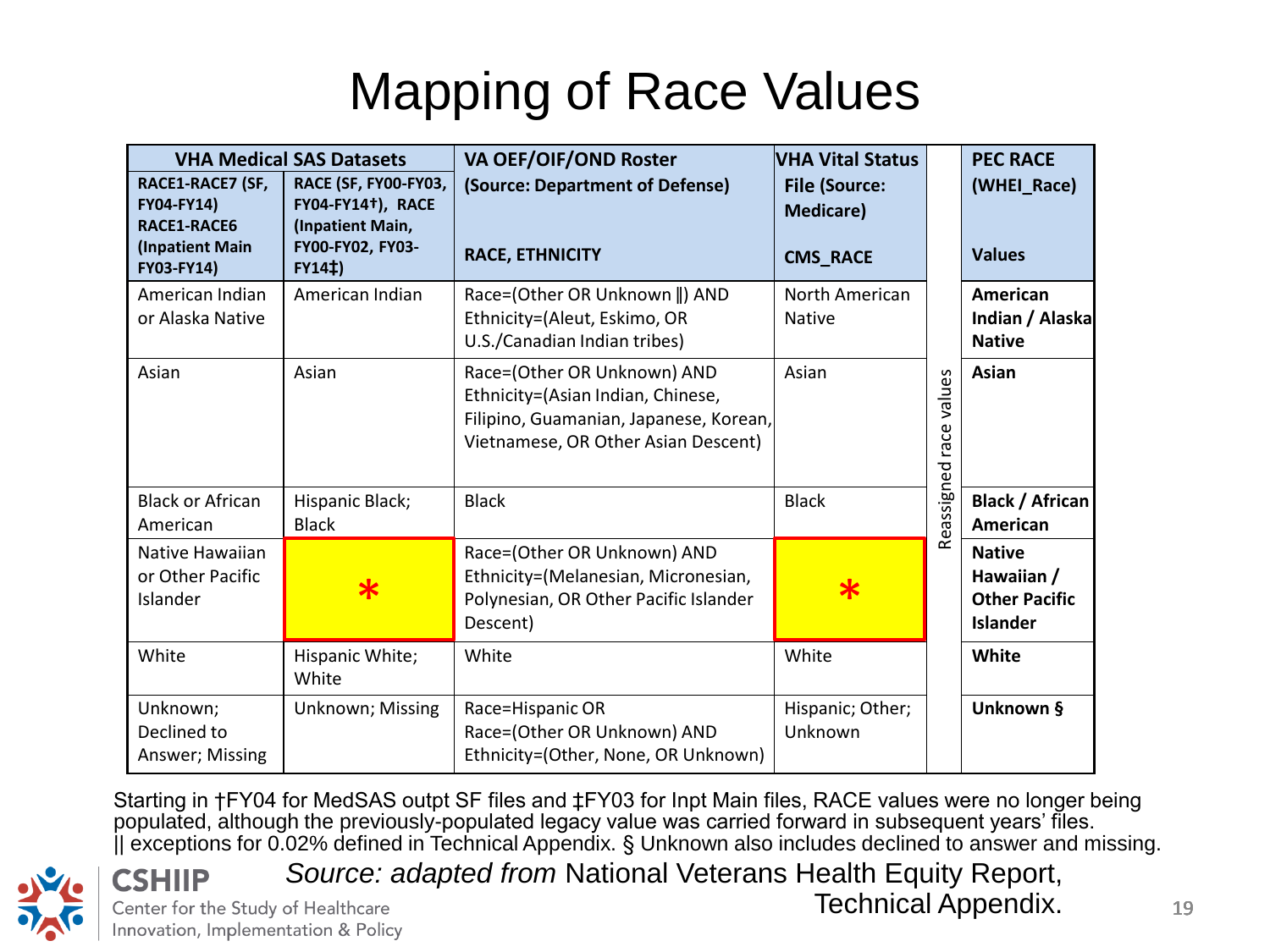# Mapping of Race Values

| VHA Medical SAS Datasets | | VA OEF/OIF/OND Roster (Source: Department of Defense) | VHA Vital Status File (Source: Medicare) | | PEC RACE (WHEI_Race) |
|---|---|---|---|---|---|
| RACE1-RACE7 (SF, FY04-FY14) RACE1-RACE6 (Inpatient Main FY03-FY14) | RACE (SF, FY00-FY03, FY04-FY14†), RACE (Inpatient Main, FY00-FY02, FY03-FY14‡) | RACE, ETHNICITY | CMS_RACE | Reassigned race values | Values |
| American Indian or Alaska Native | American Indian | Race=(Other OR Unknown ‖) AND Ethnicity=(Aleut, Eskimo, OR U.S./Canadian Indian tribes) | North American Native | | **American Indian / Alaska Native** |
| Asian | Asian | Race=(Other OR Unknown) AND Ethnicity=(Asian Indian, Chinese, Filipino, Guamanian, Japanese, Korean, Vietnamese, OR Other Asian Descent) | Asian | | **Asian** |
| Black or African American | Hispanic Black; Black | Black | Black | | **Black / African American** |
| Native Hawaiian or Other Pacific Islander | * | Race=(Other OR Unknown) AND Ethnicity=(Melanesian, Micronesian, Polynesian, OR Other Pacific Islander Descent) | * | | **Native Hawaiian / Other Pacific Islander** |
| White | Hispanic White; White | White | White | | **White** |
| Unknown; Declined to Answer; Missing | Unknown; Missing | Race=Hispanic OR Race=(Other OR Unknown) AND Ethnicity=(Other, None, OR Unknown) | Hispanic; Other; Unknown | | **Unknown §** |

Starting in †FY04 for MedSAS outpt SF files and ‡FY03 for Inpt Main files, RACE values were no longer being populated, although the previously-populated legacy value was carried forward in subsequent years' files. || exceptions for 0.02% defined in Technical Appendix. § Unknown also includes declined to answer and missing.

*Source: adapted from* National Veterans Health Equity Report, Technical Appendix.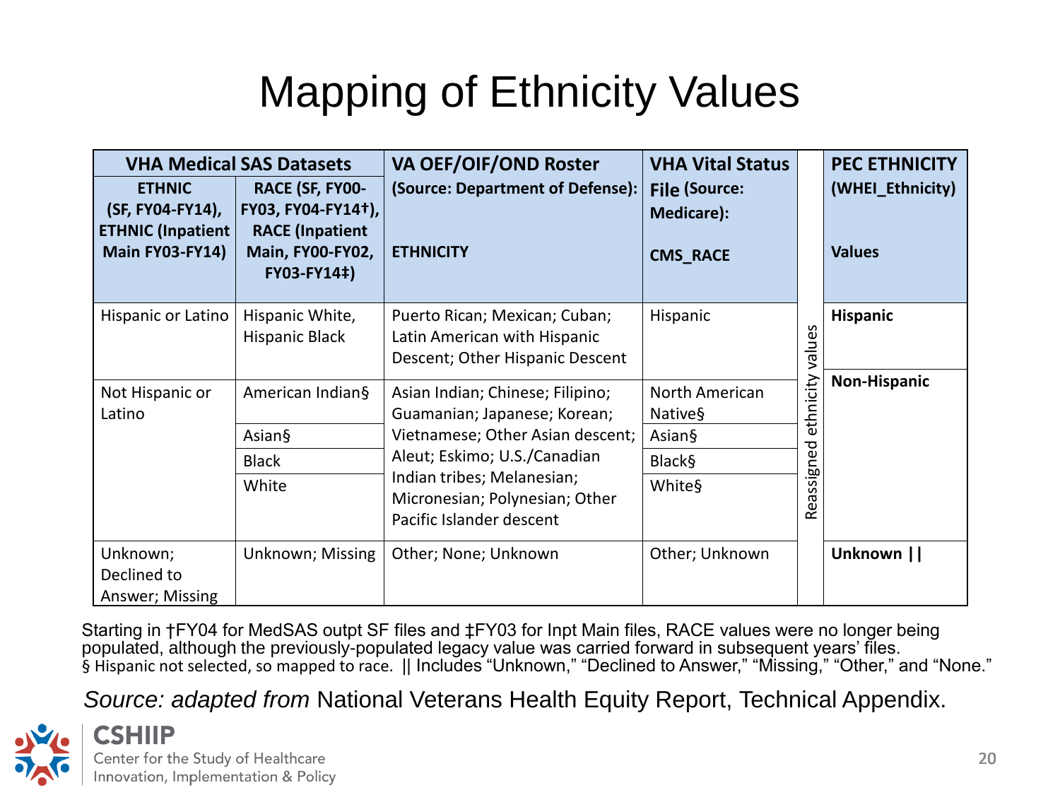# Mapping of Ethnicity Values

| VHA Medical SAS Datasets | | VA OEF/OIF/OND Roster (Source: Department of Defense): ETHNICITY | VHA Vital Status File (Source: Medicare): CMS_RACE | | PEC ETHNICITY (WHEI_Ethnicity) Values |
|---|---|---|---|---|---|
| ETHNIC (SF, FY04-FY14), ETHNIC (Inpatient Main FY03-FY14) | RACE (SF, FY00-FY03, FY04-FY14†), RACE (Inpatient Main, FY00-FY02, FY03-FY14‡) | | | | |
| Hispanic or Latino | Hispanic White, Hispanic Black | Puerto Rican; Mexican; Cuban; Latin American with Hispanic Descent; Other Hispanic Descent | Hispanic | Reassigned ethnicity values | **Hispanic** |
| Not Hispanic or Latino | American Indian§ | Asian Indian; Chinese; Filipino; Guamanian; Japanese; Korean; Vietnamese; Other Asian descent; Aleut; Eskimo; U.S./Canadian Indian tribes; Melanesian; Micronesian; Polynesian; Other Pacific Islander descent | North American Native§ | | **Non-Hispanic** |
| | Asian§ | | Asian§ | | |
| | Black | | Black§ | | |
| | White | | White§ | | |
| Unknown; Declined to Answer; Missing | Unknown; Missing | Other; None; Unknown | Other; Unknown | | **Unknown ||** |

Starting in †FY04 for MedSAS outpt SF files and ‡FY03 for Inpt Main files, RACE values were no longer being populated, although the previously-populated legacy value was carried forward in subsequent years' files.
§ Hispanic not selected, so mapped to race. || Includes "Unknown," "Declined to Answer," "Missing," "Other," and "None."

*Source: adapted from* National Veterans Health Equity Report, Technical Appendix.

CSHIIP
Center for the Study of Healthcare Innovation, Implementation & Policy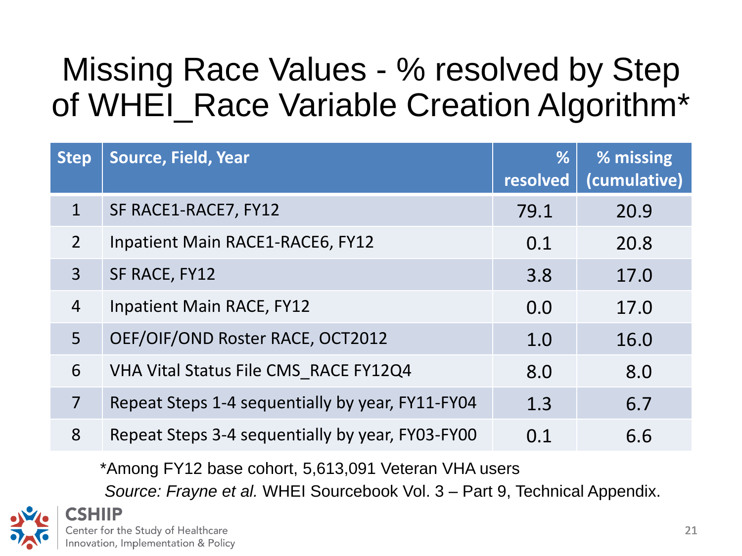# Missing Race Values - % resolved by Step of WHEI_Race Variable Creation Algorithm*

| Step | Source, Field, Year | % resolved | % missing (cumulative) |
|---|---|---|---|
| 1 | SF RACE1-RACE7, FY12 | 79.1 | 20.9 |
| 2 | Inpatient Main RACE1-RACE6, FY12 | 0.1 | 20.8 |
| 3 | SF RACE, FY12 | 3.8 | 17.0 |
| 4 | Inpatient Main RACE, FY12 | 0.0 | 17.0 |
| 5 | OEF/OIF/OND Roster RACE, OCT2012 | 1.0 | 16.0 |
| 6 | VHA Vital Status File CMS_RACE FY12Q4 | 8.0 | 8.0 |
| 7 | Repeat Steps 1-4 sequentially by year, FY11-FY04 | 1.3 | 6.7 |
| 8 | Repeat Steps 3-4 sequentially by year, FY03-FY00 | 0.1 | 6.6 |

*Among FY12 base cohort, 5,613,091 Veteran VHA users

*Source: Frayne et al.* WHEI Sourcebook Vol. 3 – Part 9, Technical Appendix.

**CSHIIP**
Center for the Study of Healthcare Innovation, Implementation & Policy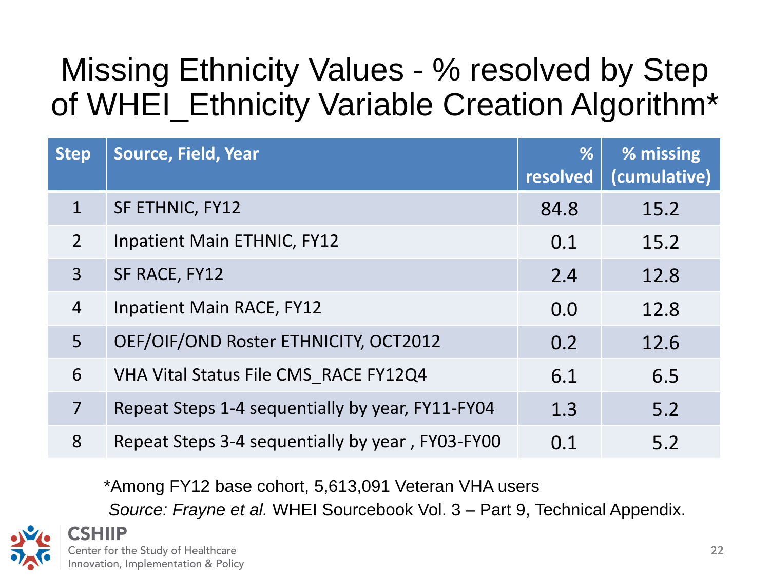# Missing Ethnicity Values - % resolved by Step of WHEI_Ethnicity Variable Creation Algorithm*

| Step | Source, Field, Year | % resolved | % missing (cumulative) |
|---|---|---|---|
| 1 | SF ETHNIC, FY12 | 84.8 | 15.2 |
| 2 | Inpatient Main ETHNIC, FY12 | 0.1 | 15.2 |
| 3 | SF RACE, FY12 | 2.4 | 12.8 |
| 4 | Inpatient Main RACE, FY12 | 0.0 | 12.8 |
| 5 | OEF/OIF/OND Roster ETHNICITY, OCT2012 | 0.2 | 12.6 |
| 6 | VHA Vital Status File CMS_RACE FY12Q4 | 6.1 | 6.5 |
| 7 | Repeat Steps 1-4 sequentially by year, FY11-FY04 | 1.3 | 5.2 |
| 8 | Repeat Steps 3-4 sequentially by year , FY03-FY00 | 0.1 | 5.2 |

*Among FY12 base cohort, 5,613,091 Veteran VHA users

*Source: Frayne et al.* WHEI Sourcebook Vol. 3 – Part 9, Technical Appendix.

**CSHIIP**
Center for the Study of Healthcare Innovation, Implementation & Policy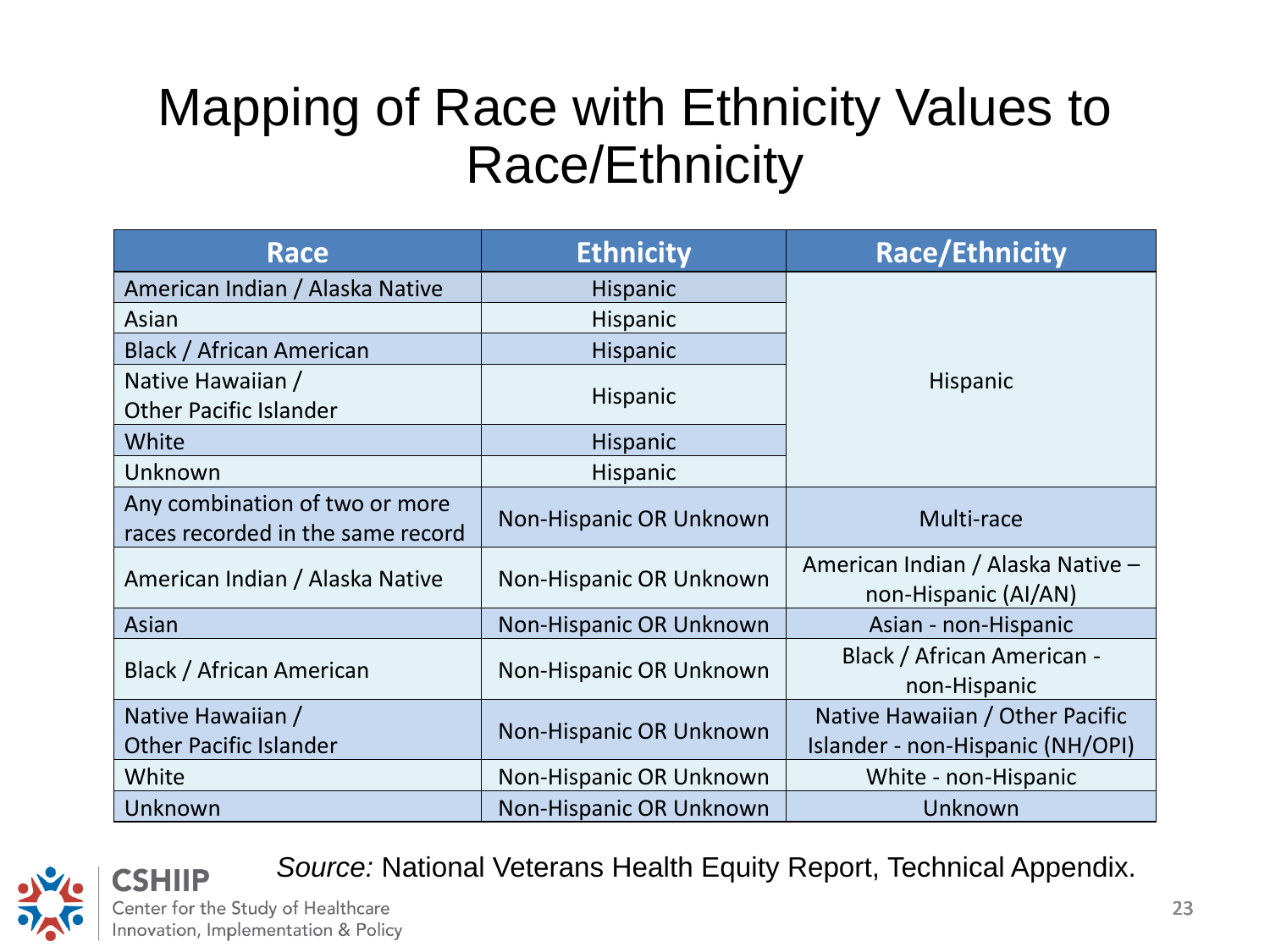# Mapping of Race with Ethnicity Values to Race/Ethnicity

| Race | Ethnicity | Race/Ethnicity |
|---|---|---|
| American Indian / Alaska Native | Hispanic | Hispanic |
| Asian | Hispanic | |
| Black / African American | Hispanic | |
| Native Hawaiian / Other Pacific Islander | Hispanic | |
| White | Hispanic | |
| Unknown | Hispanic | |
| Any combination of two or more races recorded in the same record | Non-Hispanic OR Unknown | Multi-race |
| American Indian / Alaska Native | Non-Hispanic OR Unknown | American Indian / Alaska Native – non-Hispanic (AI/AN) |
| Asian | Non-Hispanic OR Unknown | Asian - non-Hispanic |
| Black / African American | Non-Hispanic OR Unknown | Black / African American - non-Hispanic |
| Native Hawaiian / Other Pacific Islander | Non-Hispanic OR Unknown | Native Hawaiian / Other Pacific Islander - non-Hispanic (NH/OPI) |
| White | Non-Hispanic OR Unknown | White - non-Hispanic |
| Unknown | Non-Hispanic OR Unknown | Unknown |

*Source:* National Veterans Health Equity Report, Technical Appendix.

CSHIIP
Center for the Study of Healthcare Innovation, Implementation & Policy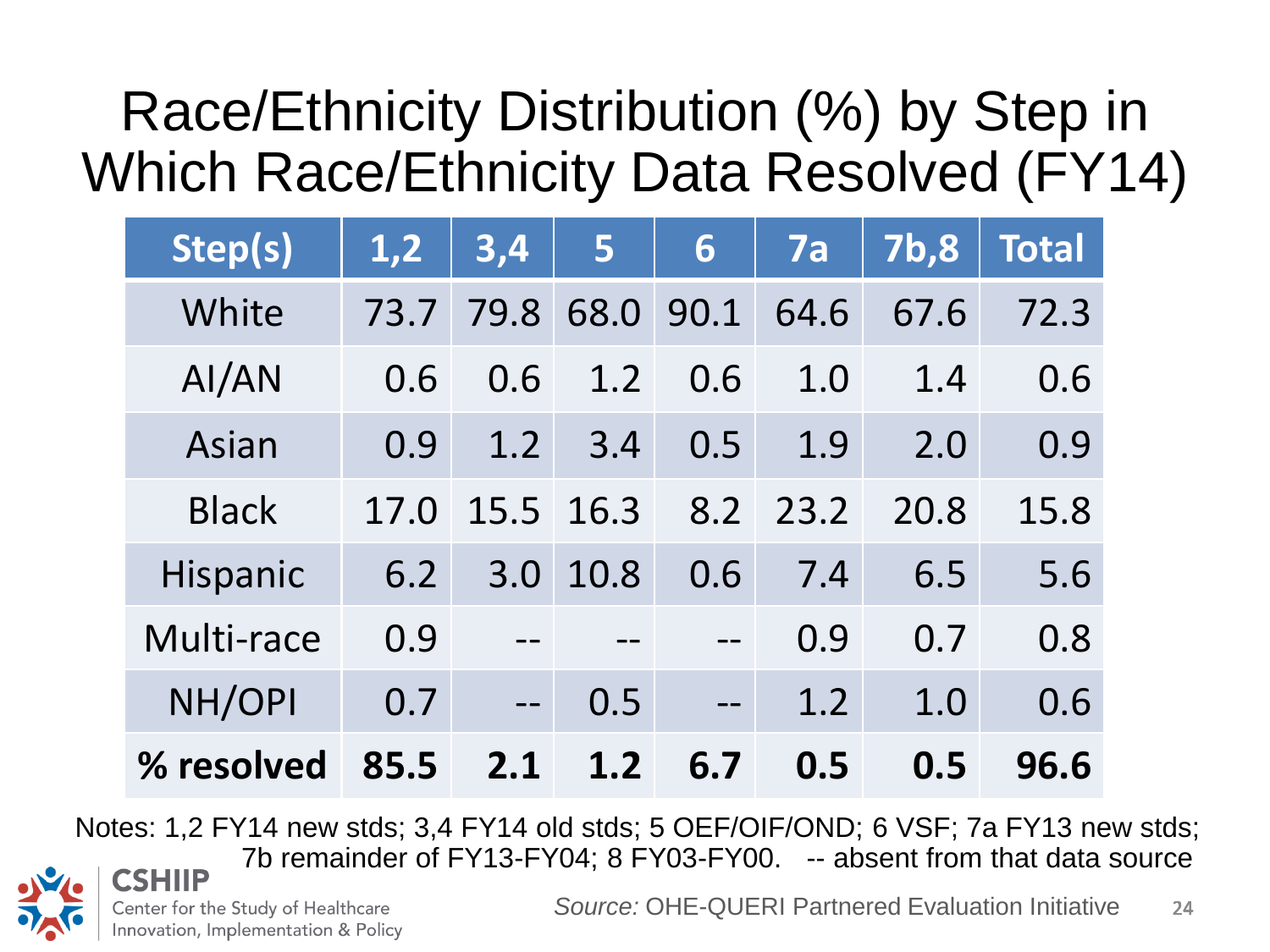# Race/Ethnicity Distribution (%) by Step in Which Race/Ethnicity Data Resolved (FY14)

| Step(s) | 1,2 | 3,4 | 5 | 6 | 7a | 7b,8 | Total |
|---|---|---|---|---|---|---|---|
| White | 73.7 | 79.8 | 68.0 | 90.1 | 64.6 | 67.6 | 72.3 |
| AI/AN | 0.6 | 0.6 | 1.2 | 0.6 | 1.0 | 1.4 | 0.6 |
| Asian | 0.9 | 1.2 | 3.4 | 0.5 | 1.9 | 2.0 | 0.9 |
| Black | 17.0 | 15.5 | 16.3 | 8.2 | 23.2 | 20.8 | 15.8 |
| Hispanic | 6.2 | 3.0 | 10.8 | 0.6 | 7.4 | 6.5 | 5.6 |
| Multi-race | 0.9 | -- | -- | -- | 0.9 | 0.7 | 0.8 |
| NH/OPI | 0.7 | -- | 0.5 | -- | 1.2 | 1.0 | 0.6 |
| **% resolved** | **85.5** | **2.1** | **1.2** | **6.7** | **0.5** | **0.5** | **96.6** |

Notes: 1,2 FY14 new stds; 3,4 FY14 old stds; 5 OEF/OIF/OND; 6 VSF; 7a FY13 new stds; 7b remainder of FY13-FY04; 8 FY03-FY00. -- absent from that data source

CSHIIP Center for the Study of Healthcare Innovation, Implementation & Policy

*Source:* OHE-QUERI Partnered Evaluation Initiative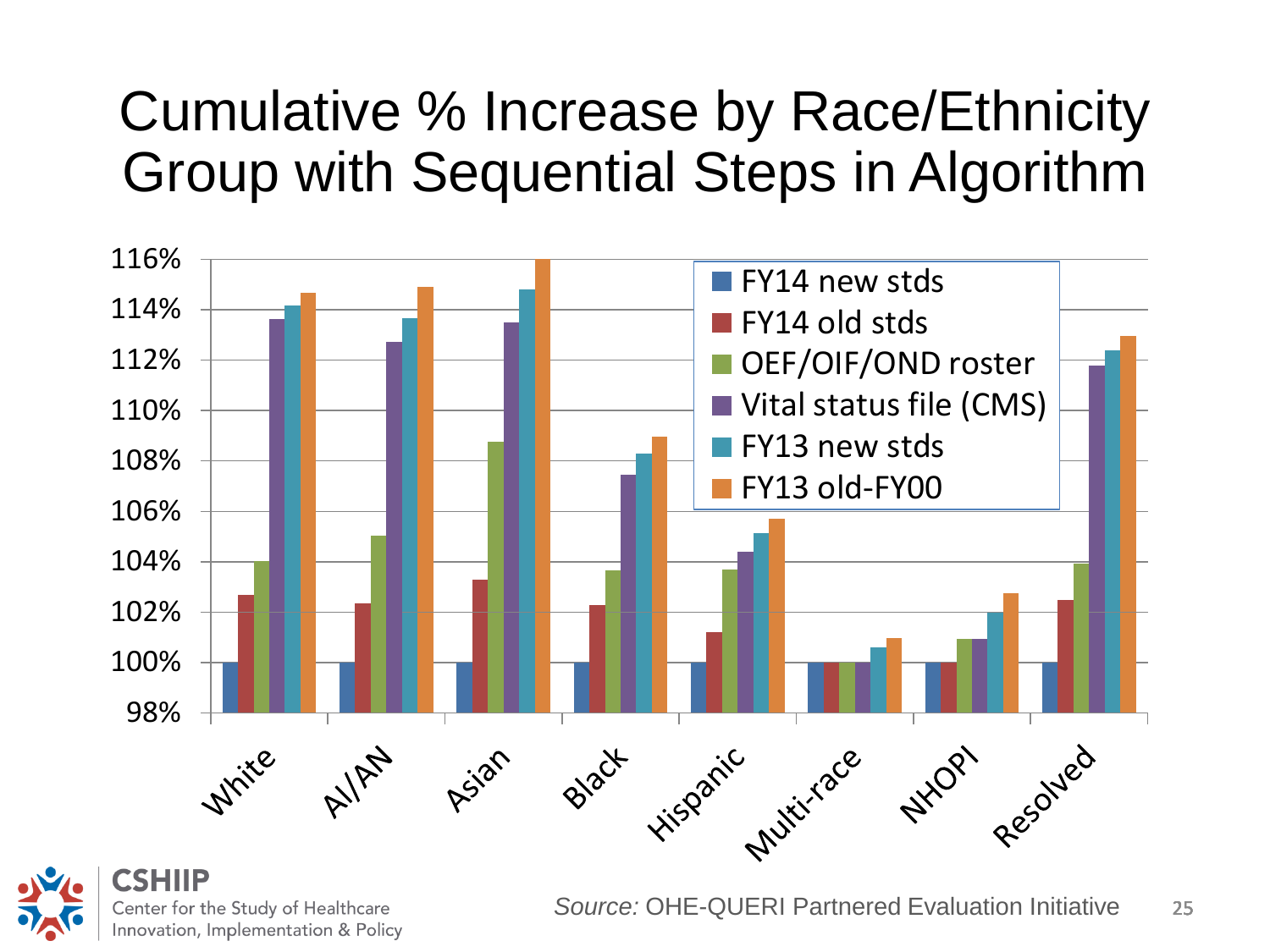# Cumulative % Increase by Race/Ethnicity Group with Sequential Steps in Algorithm

116%
114%
112%
110%
108%
106%
104%
102%
100%
98%

- FY14 new stds
- FY14 old stds
- OEF/OIF/OND roster
- Vital status file (CMS)
- FY13 new stds
- FY13 old-FY00

White, AI/AN, Asian, Black, Hispanic, Multi-race, NHOPI, Resolved

CSHIIP
Center for the Study of Healthcare Innovation, Implementation & Policy

*Source:* OHE-QUERI Partnered Evaluation Initiative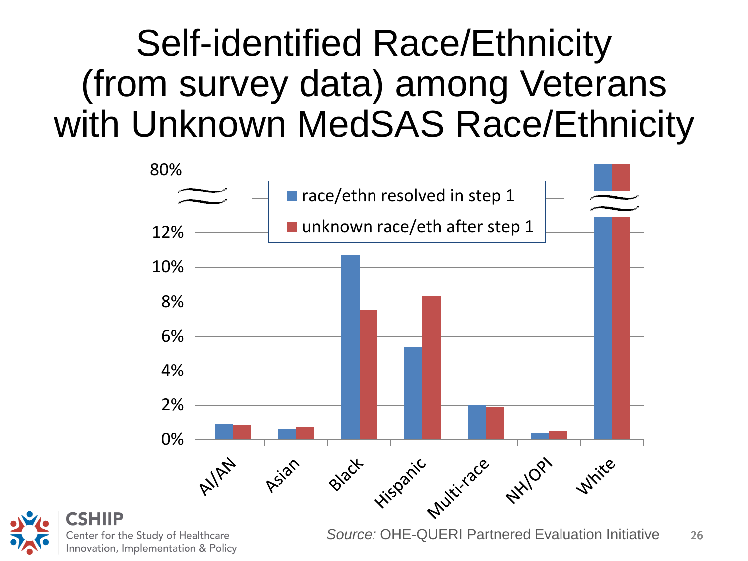# Self-identified Race/Ethnicity (from survey data) among Veterans with Unknown MedSAS Race/Ethnicity

80%

12%

10%

8%

6%

4%

2%

0%

race/ethn resolved in step 1

unknown race/eth after step 1

AI/AN

Asian

Black

Hispanic

Multi-race

NH/OPI

White

CSHIIP

Center for the Study of Healthcare Innovation, Implementation & Policy

*Source:* OHE-QUERI Partnered Evaluation Initiative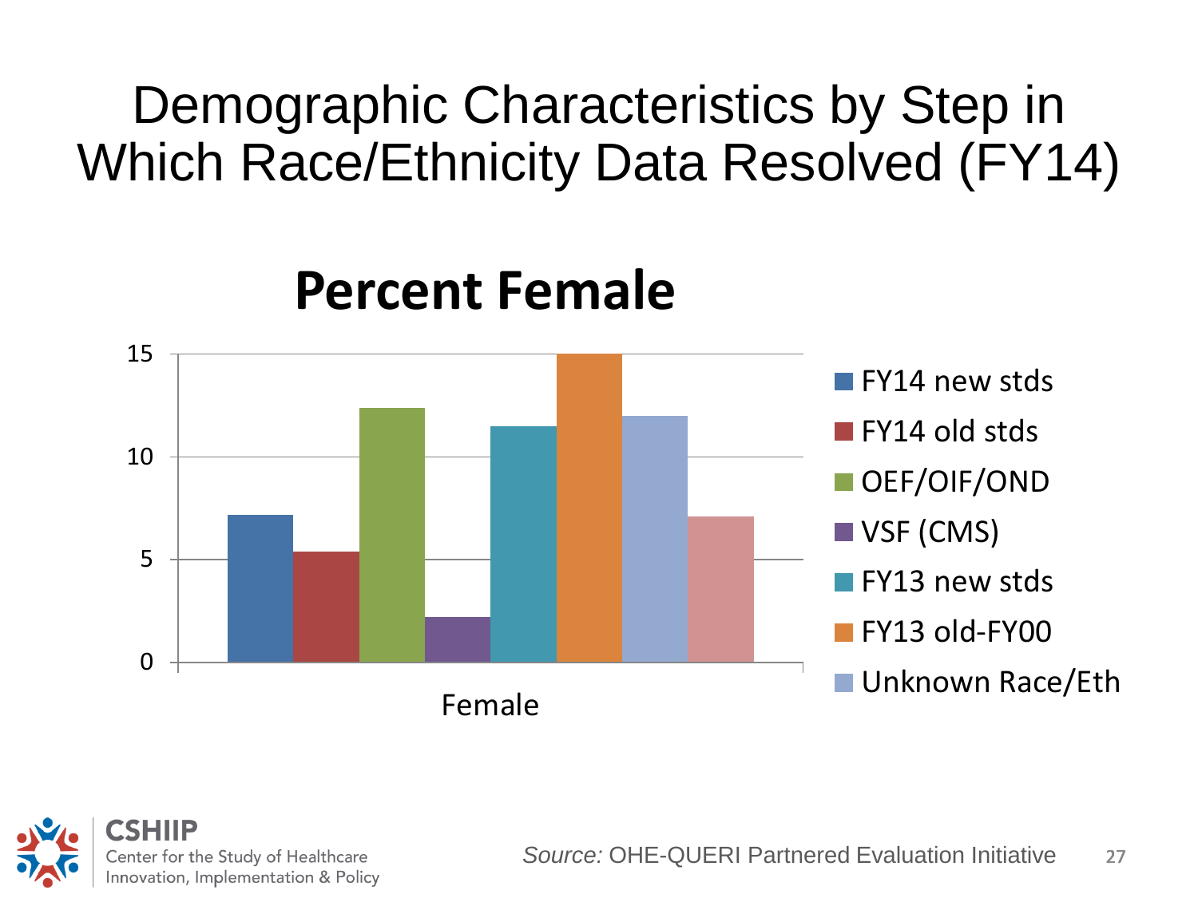# Demographic Characteristics by Step in Which Race/Ethnicity Data Resolved (FY14)

## Percent Female

| Category | Female |
|---|---|
| FY14 new stds | 7.2 |
| FY14 old stds | 5.4 |
| OEF/OIF/OND | 12.4 |
| VSF (CMS) | 2.2 |
| FY13 new stds | 11.5 |
| FY13 old-FY00 | 15 |
| Unknown Race/Eth | 12 |
| (unlabeled) | 7.1 |

*Source:* OHE-QUERI Partnered Evaluation Initiative

CSHIIP
Center for the Study of Healthcare Innovation, Implementation & Policy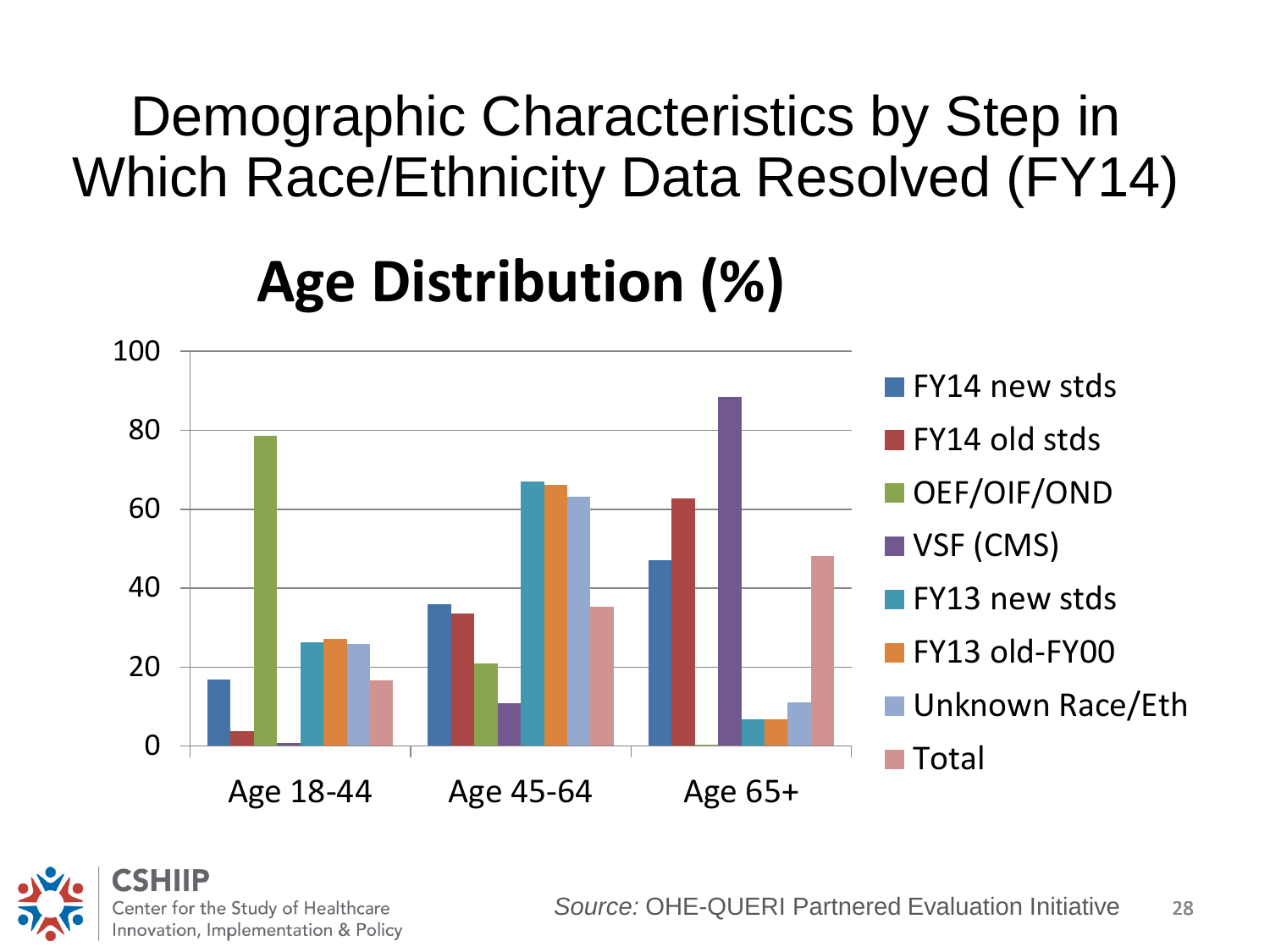# Demographic Characteristics by Step in Which Race/Ethnicity Data Resolved (FY14)

## Age Distribution (%)

| | FY14 new stds | FY14 old stds | OEF/OIF/OND | VSF (CMS) | FY13 new stds | FY13 old-FY00 | Unknown Race/Eth | Total |
|---|---|---|---|---|---|---|---|---|
| Age 18-44 | 17 | 4 | 79 | 1 | 26 | 27 | 26 | 17 |
| Age 45-64 | 36 | 34 | 21 | 11 | 67 | 66 | 63 | 35 |
| Age 65+ | 47 | 63 | 0 | 88 | 7 | 7 | 11 | 48 |

CSHIIP
Center for the Study of Healthcare Innovation, Implementation & Policy

*Source:* OHE-QUERI Partnered Evaluation Initiative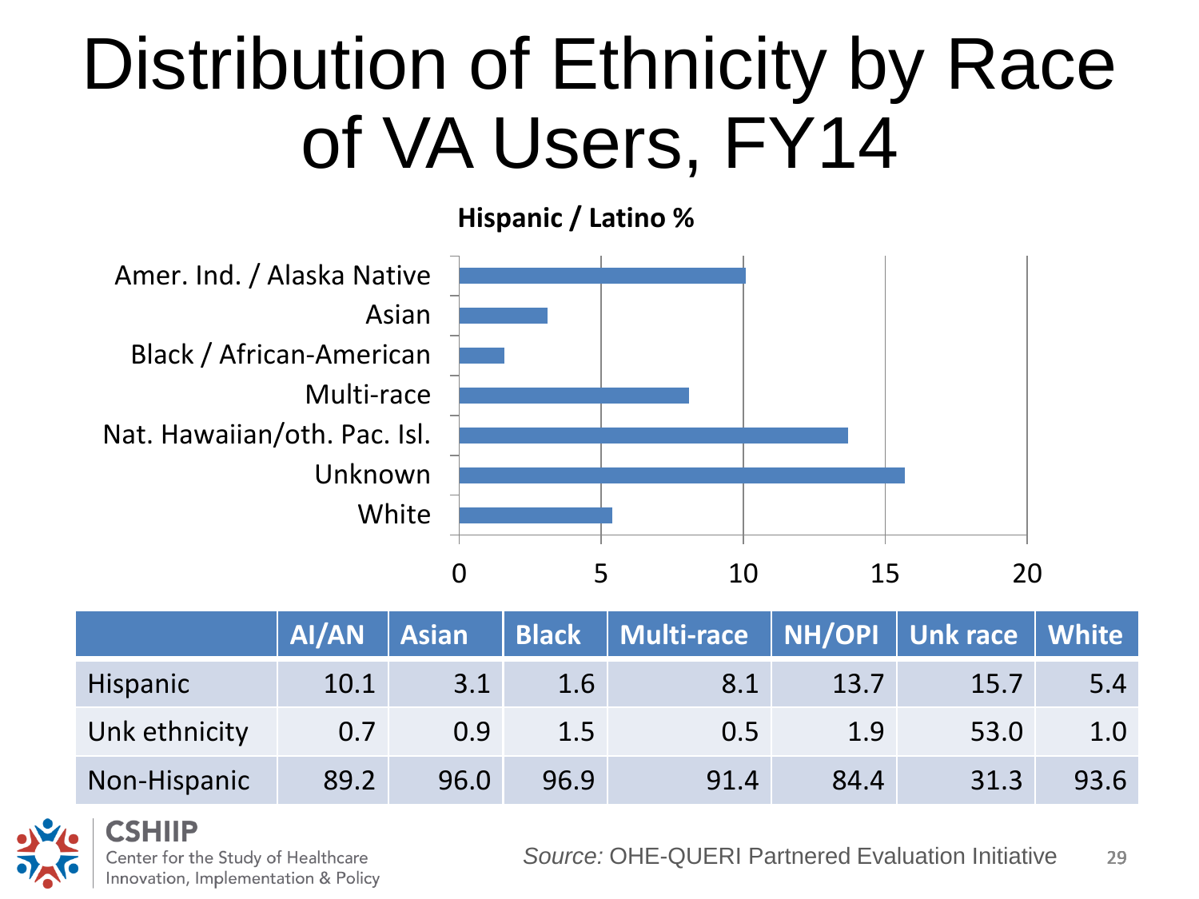# Distribution of Ethnicity by Race of VA Users, FY14

**Hispanic / Latino %**

|  | AI/AN | Asian | Black | Multi-race | NH/OPI | Unk race | White |
|---|---|---|---|---|---|---|---|
| Hispanic | 10.1 | 3.1 | 1.6 | 8.1 | 13.7 | 15.7 | 5.4 |
| Unk ethnicity | 0.7 | 0.9 | 1.5 | 0.5 | 1.9 | 53.0 | 1.0 |
| Non-Hispanic | 89.2 | 96.0 | 96.9 | 91.4 | 84.4 | 31.3 | 93.6 |

CSHIIP Center for the Study of Healthcare Innovation, Implementation & Policy

*Source:* OHE-QUERI Partnered Evaluation Initiative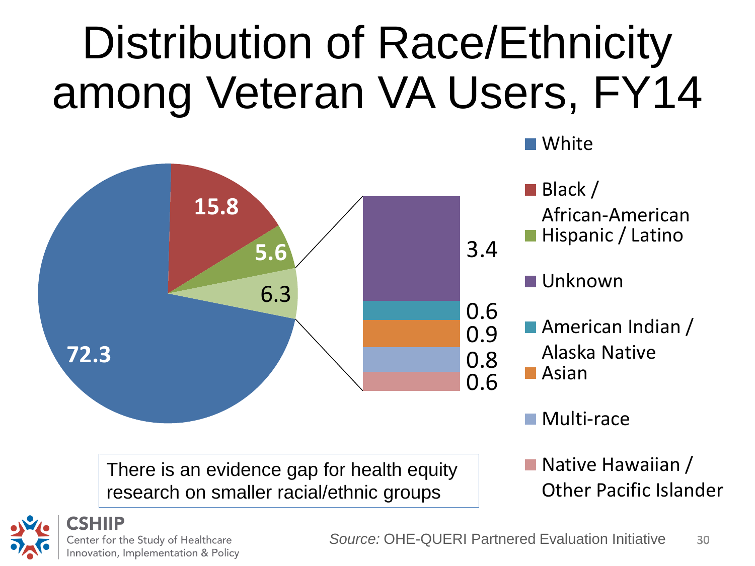# Distribution of Race/Ethnicity among Veteran VA Users, FY14

| Race/Ethnicity | % |
|---|---|
| White | 72.3 |
| Black / African-American | 15.8 |
| Hispanic / Latino | 5.6 |
| Other (combined) | 6.3 |
| Unknown | 3.4 |
| American Indian / Alaska Native | 0.6 |
| Asian | 0.9 |
| Multi-race | 0.8 |
| Native Hawaiian / Other Pacific Islander | 0.6 |

There is an evidence gap for health equity research on smaller racial/ethnic groups

CSHIIP
Center for the Study of Healthcare Innovation, Implementation & Policy

*Source:* OHE-QUERI Partnered Evaluation Initiative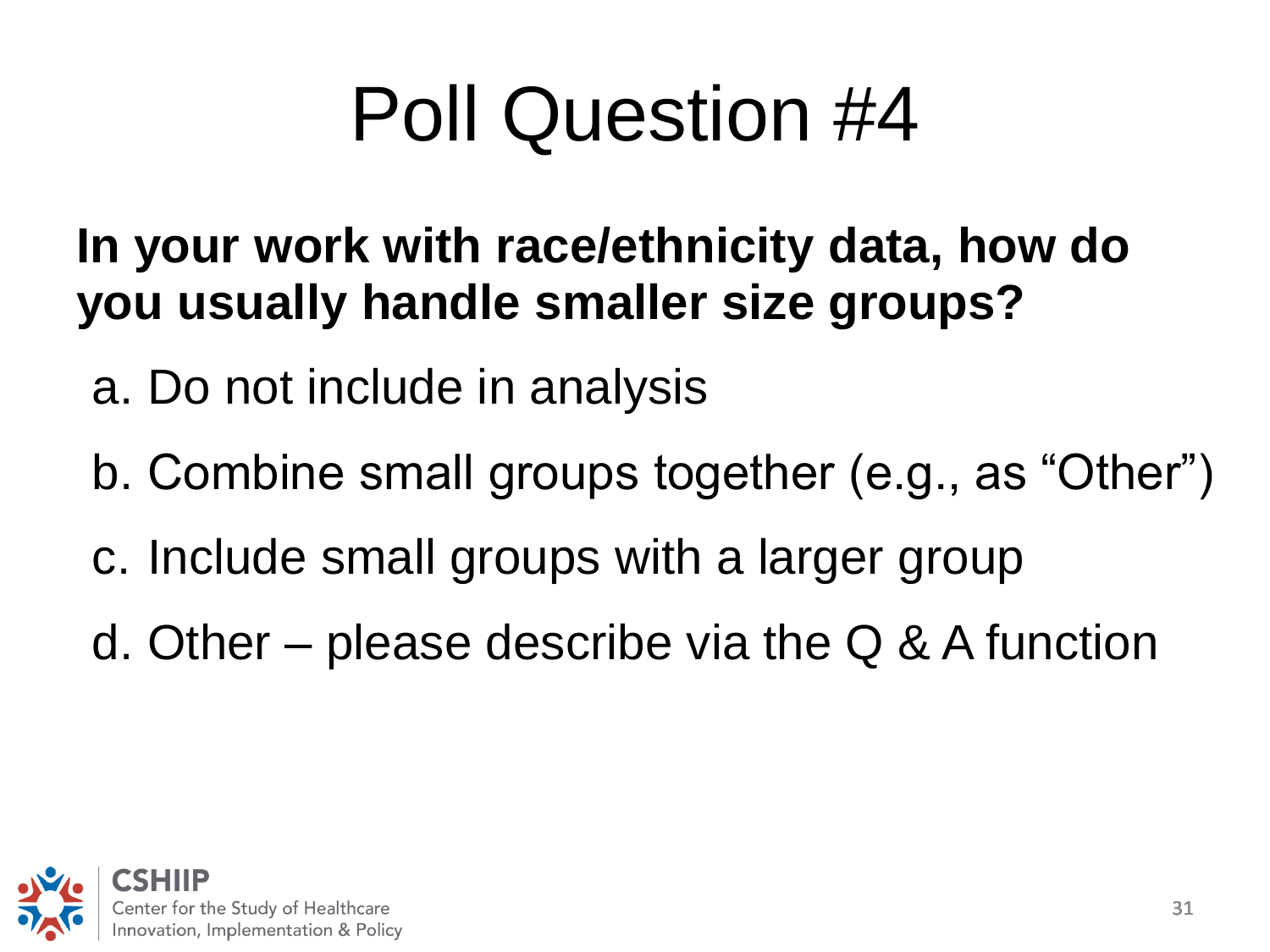# Poll Question #4

**In your work with race/ethnicity data, how do you usually handle smaller size groups?**

a. Do not include in analysis

b. Combine small groups together (e.g., as "Other")

c. Include small groups with a larger group

d. Other – please describe via the Q & A function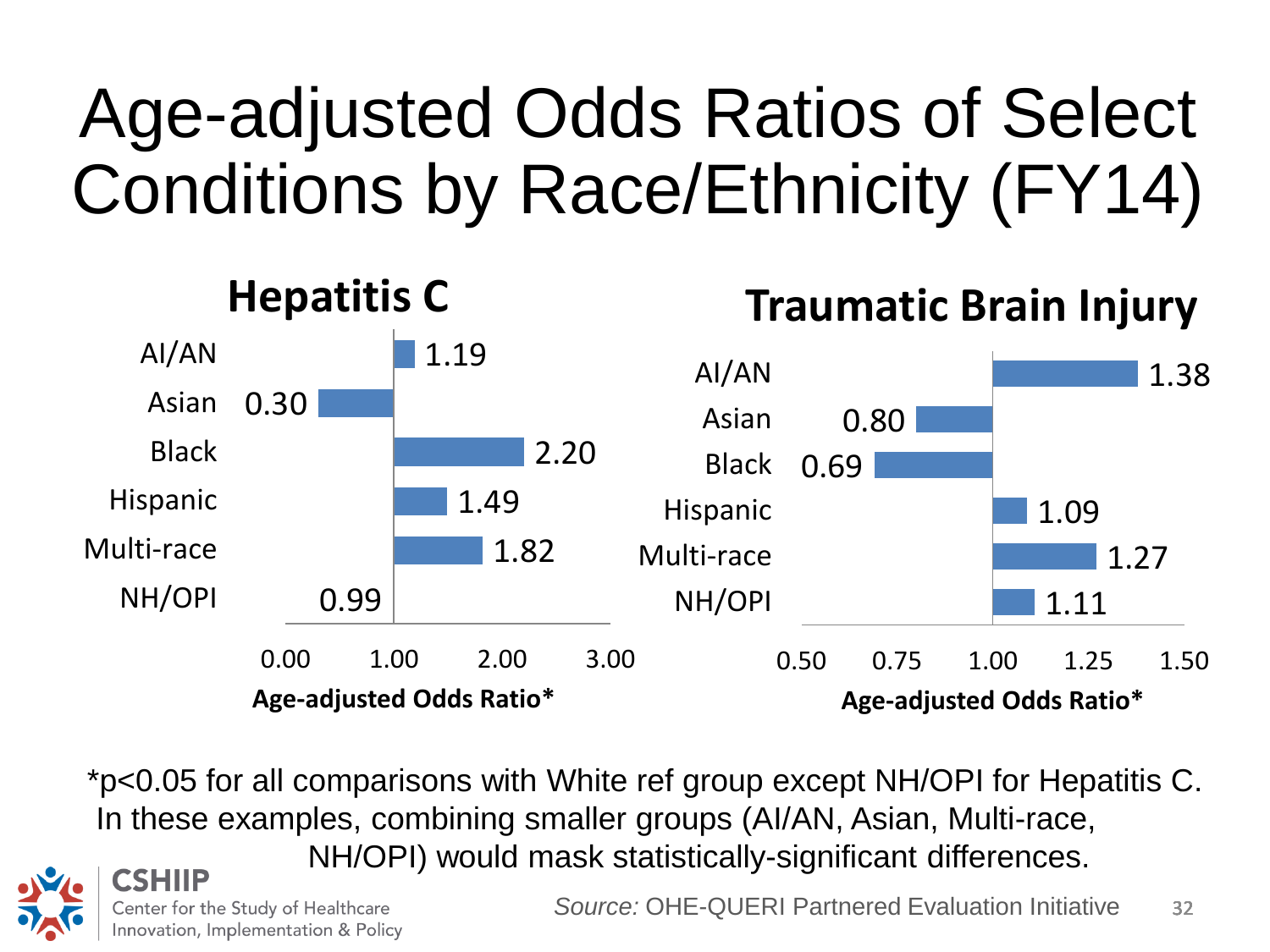# Age-adjusted Odds Ratios of Select Conditions by Race/Ethnicity (FY14)

## Hepatitis C

| Race/Ethnicity | Age-adjusted Odds Ratio* |
|---|---|
| AI/AN | 1.19 |
| Asian | 0.30 |
| Black | 2.20 |
| Hispanic | 1.49 |
| Multi-race | 1.82 |
| NH/OPI | 0.99 |

## Traumatic Brain Injury

| Race/Ethnicity | Age-adjusted Odds Ratio* |
|---|---|
| AI/AN | 1.38 |
| Asian | 0.80 |
| Black | 0.69 |
| Hispanic | 1.09 |
| Multi-race | 1.27 |
| NH/OPI | 1.11 |

*$p<0.05$ for all comparisons with White ref group except NH/OPI for Hepatitis C. In these examples, combining smaller groups (AI/AN, Asian, Multi-race, NH/OPI) would mask statistically-significant differences.

CSHIIP Center for the Study of Healthcare Innovation, Implementation & Policy

*Source:* OHE-QUERI Partnered Evaluation Initiative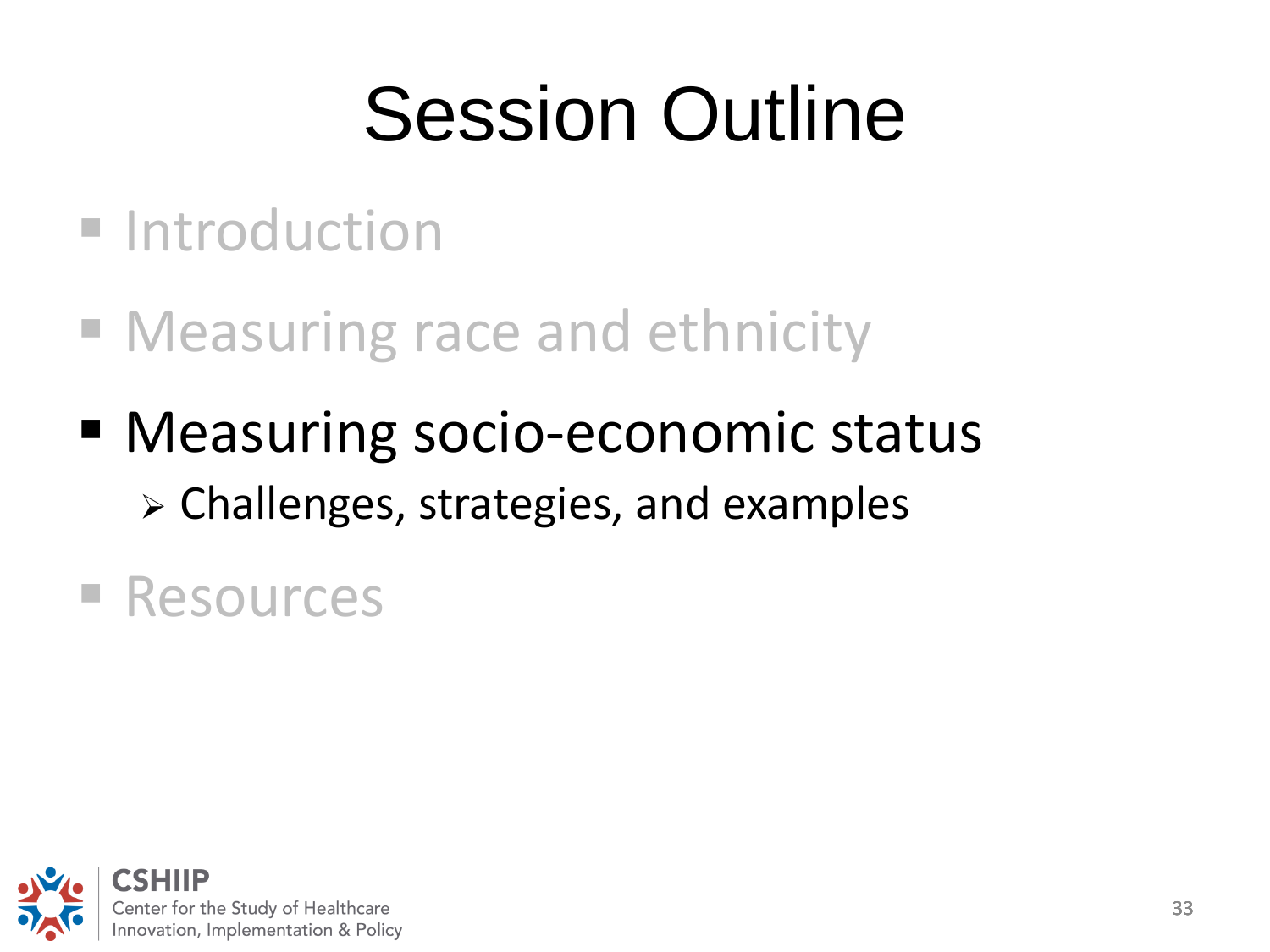# Session Outline

- Introduction
- Measuring race and ethnicity
- Measuring socio-economic status
  - Challenges, strategies, and examples
- Resources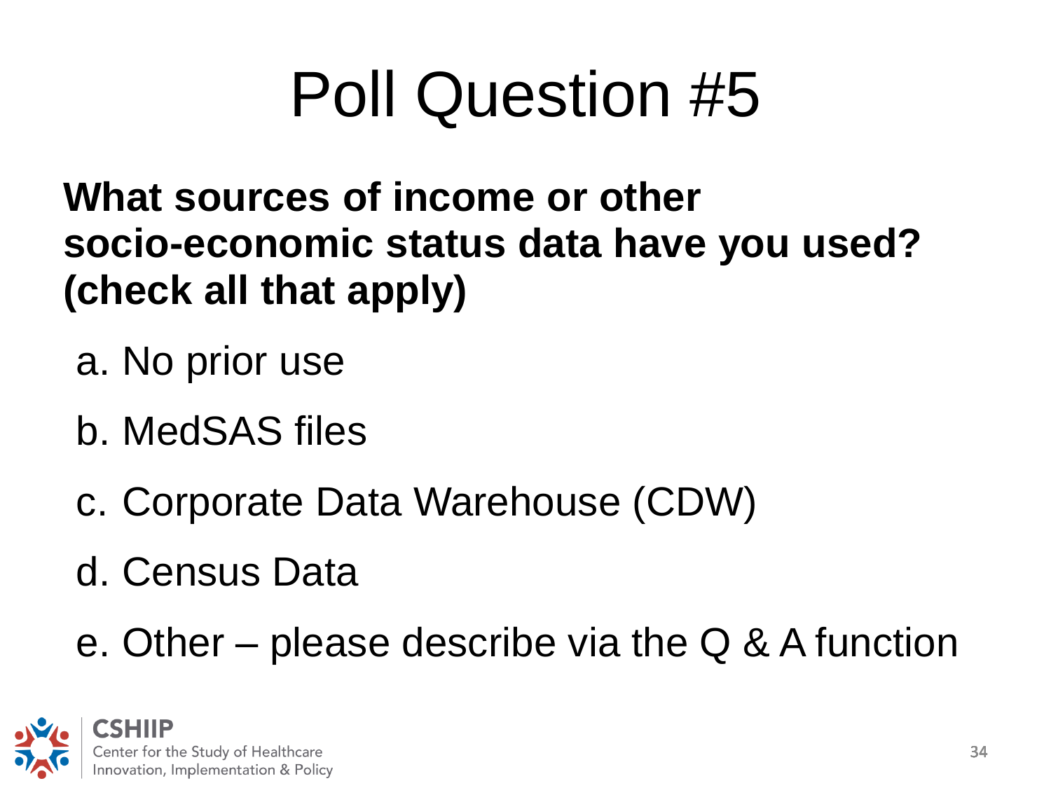# Poll Question #5

**What sources of income or other socio-economic status data have you used? (check all that apply)**

a. No prior use

b. MedSAS files

c. Corporate Data Warehouse (CDW)

d. Census Data

e. Other – please describe via the Q & A function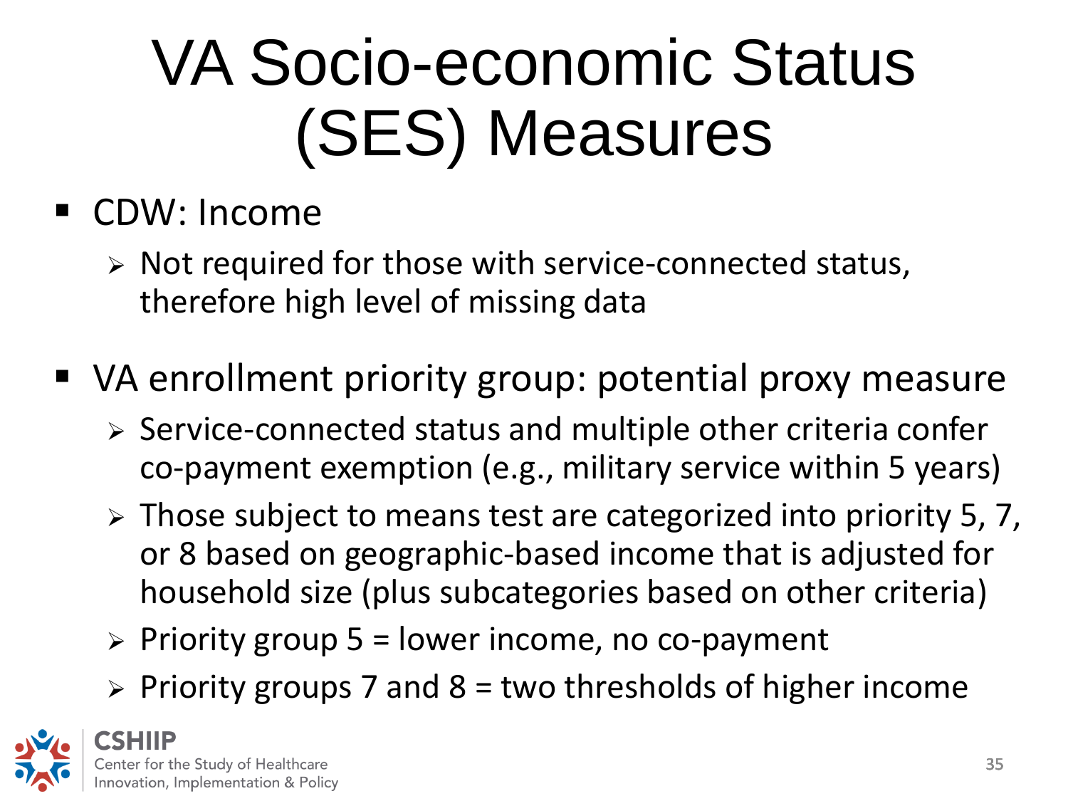# VA Socio-economic Status (SES) Measures

- CDW: Income
  - Not required for those with service-connected status, therefore high level of missing data
- VA enrollment priority group: potential proxy measure
  - Service-connected status and multiple other criteria confer co-payment exemption (e.g., military service within 5 years)
  - Those subject to means test are categorized into priority 5, 7, or 8 based on geographic-based income that is adjusted for household size (plus subcategories based on other criteria)
  - Priority group 5 = lower income, no co-payment
  - Priority groups 7 and 8 = two thresholds of higher income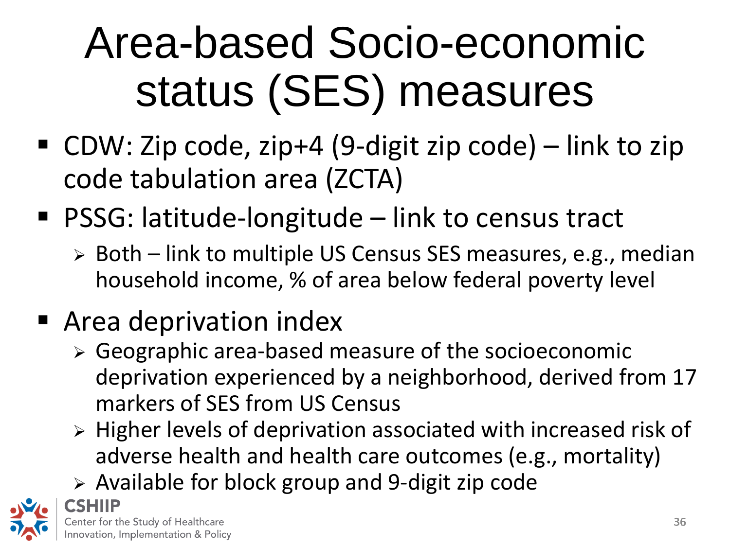# Area-based Socio-economic status (SES) measures

- CDW: Zip code, zip+4 (9-digit zip code) – link to zip code tabulation area (ZCTA)
- PSSG: latitude-longitude – link to census tract
  - Both – link to multiple US Census SES measures, e.g., median household income, % of area below federal poverty level
- Area deprivation index
  - Geographic area-based measure of the socioeconomic deprivation experienced by a neighborhood, derived from 17 markers of SES from US Census
  - Higher levels of deprivation associated with increased risk of adverse health and health care outcomes (e.g., mortality)
  - Available for block group and 9-digit zip code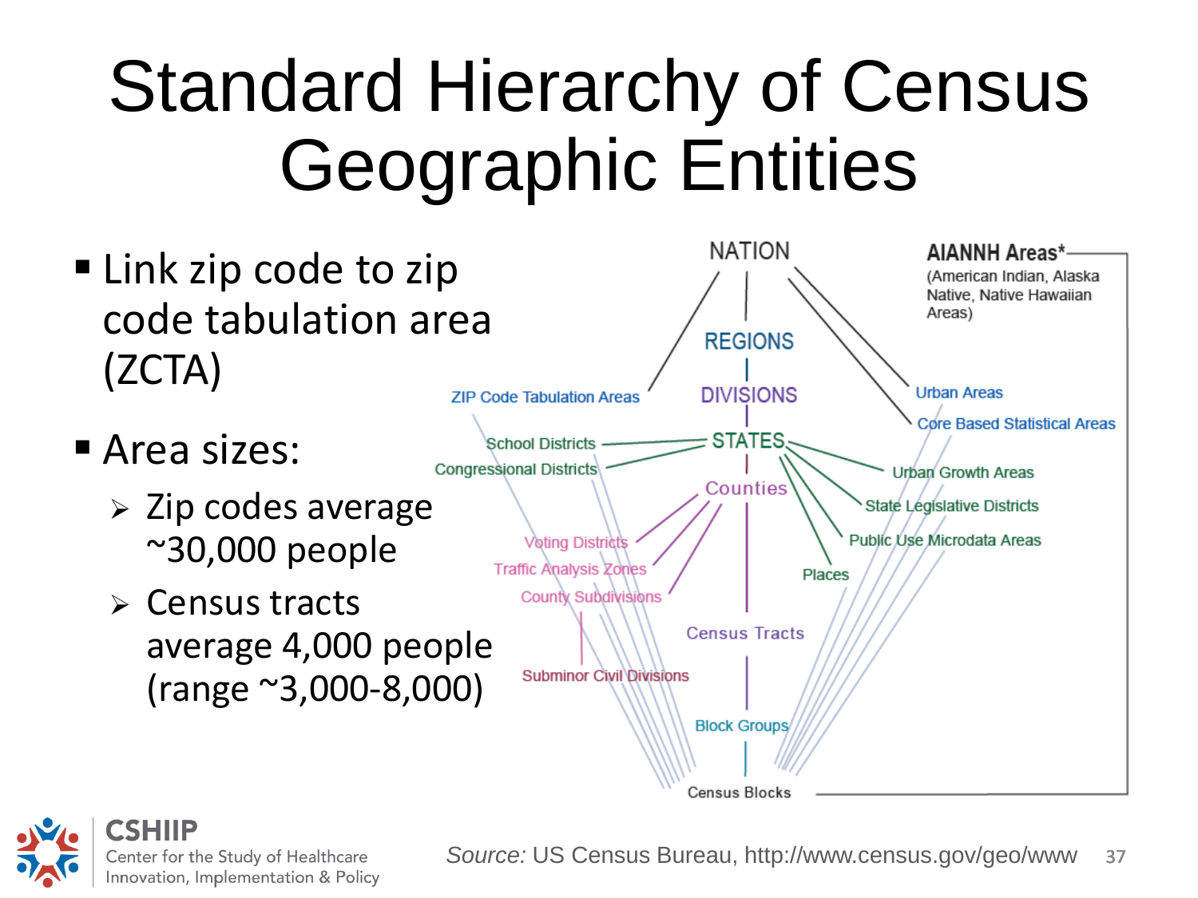# Standard Hierarchy of Census Geographic Entities

- Link zip code to zip code tabulation area (ZCTA)
- Area sizes:
  - Zip codes average ~30,000 people
  - Census tracts average 4,000 people (range ~3,000-8,000)

NATION

REGIONS

DIVISIONS

STATES

Counties

Census Tracts

Block Groups

Census Blocks

ZIP Code Tabulation Areas

School Districts

Congressional Districts

Voting Districts

Traffic Analysis Zones

County Subdivisions

Subminor Civil Divisions

AIANNH Areas* (American Indian, Alaska Native, Native Hawaiian Areas)

Urban Areas

Core Based Statistical Areas

Urban Growth Areas

State Legislative Districts

Public Use Microdata Areas

Places

*Source:* US Census Bureau, http://www.census.gov/geo/www

CSHIIP Center for the Study of Healthcare Innovation, Implementation & Policy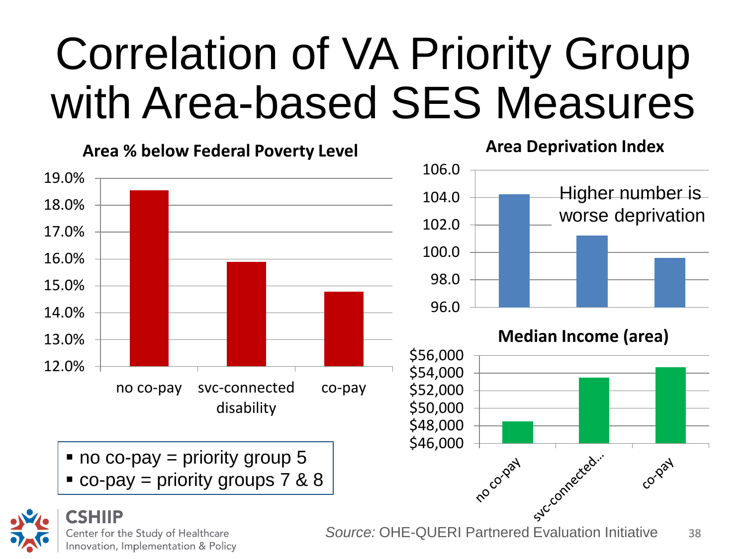# Correlation of VA Priority Group with Area-based SES Measures

**Area % below Federal Poverty Level**

| | no co-pay | svc-connected disability | co-pay |
|---|---|---|---|
| Area % below Federal Poverty Level | ~18.5% | ~15.9% | ~14.8% |

**Area Deprivation Index**

Higher number is worse deprivation

| | no co-pay | svc-connected disability | co-pay |
|---|---|---|---|
| Area Deprivation Index | ~104.2 | ~101.2 | ~99.6 |

**Median Income (area)**

| | no co-pay | svc-connected... | co-pay |
|---|---|---|---|
| Median Income (area) | ~$48,500 | ~$53,500 | ~$54,700 |

- no co-pay = priority group 5
- co-pay = priority groups 7 & 8

*Source:* OHE-QUERI Partnered Evaluation Initiative

CSHIIP
Center for the Study of Healthcare Innovation, Implementation & Policy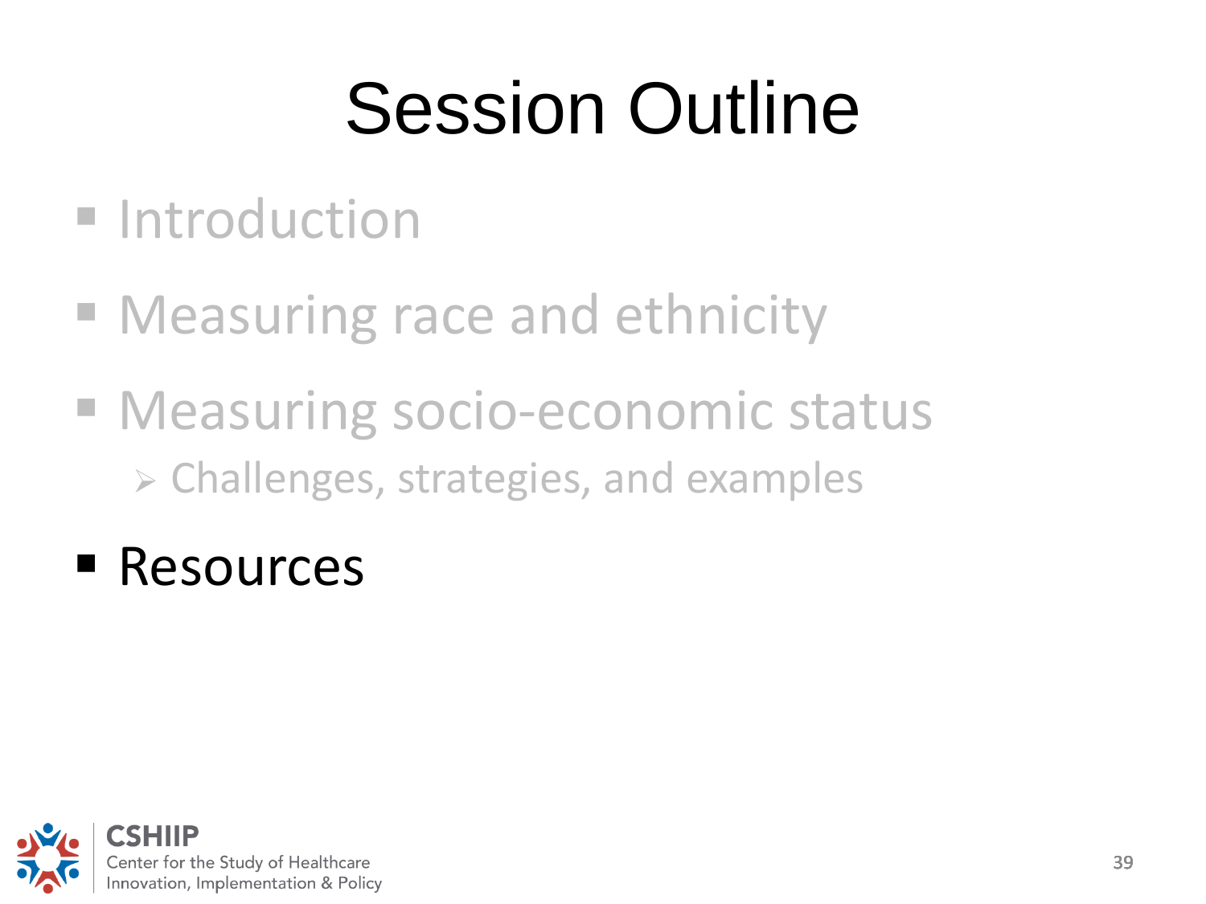# Session Outline

- Introduction
- Measuring race and ethnicity
- Measuring socio-economic status
  - Challenges, strategies, and examples
- Resources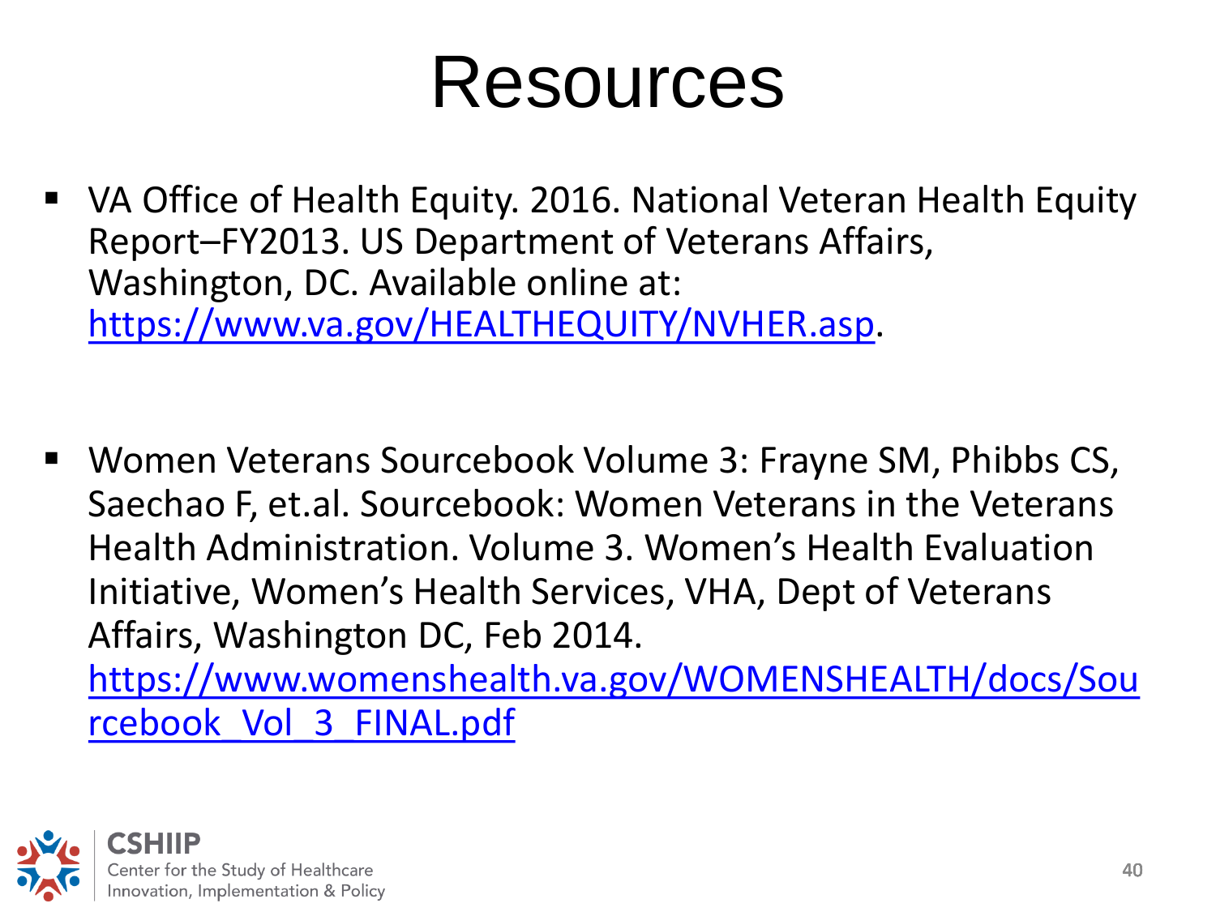# Resources

- VA Office of Health Equity. 2016. National Veteran Health Equity Report–FY2013. US Department of Veterans Affairs, Washington, DC. Available online at: https://www.va.gov/HEALTHEQUITY/NVHER.asp.

- Women Veterans Sourcebook Volume 3: Frayne SM, Phibbs CS, Saechao F, et.al. Sourcebook: Women Veterans in the Veterans Health Administration. Volume 3. Women's Health Evaluation Initiative, Women's Health Services, VHA, Dept of Veterans Affairs, Washington DC, Feb 2014. https://www.womenshealth.va.gov/WOMENSHEALTH/docs/Sourcebook_Vol_3_FINAL.pdf

CSHIIP
Center for the Study of Healthcare Innovation, Implementation & Policy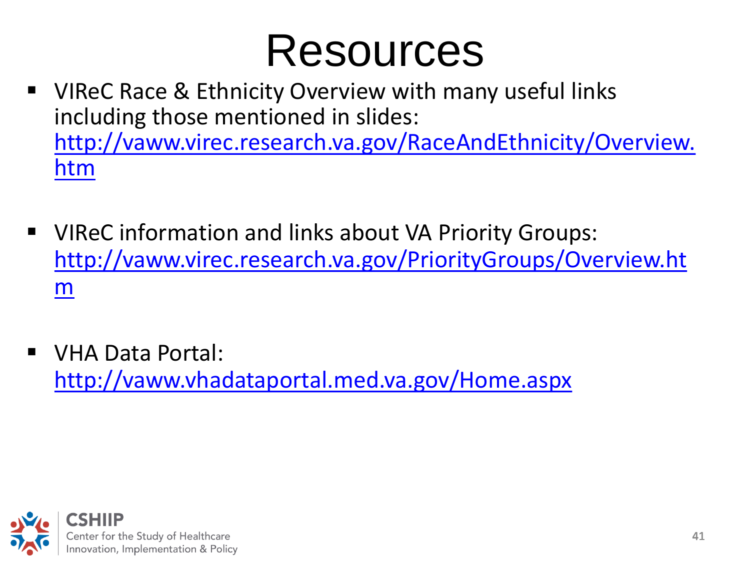# Resources

- VIReC Race & Ethnicity Overview with many useful links including those mentioned in slides: http://vaww.virec.research.va.gov/RaceAndEthnicity/Overview.htm

- VIReC information and links about VA Priority Groups: http://vaww.virec.research.va.gov/PriorityGroups/Overview.htm

- VHA Data Portal: http://vaww.vhadataportal.med.va.gov/Home.aspx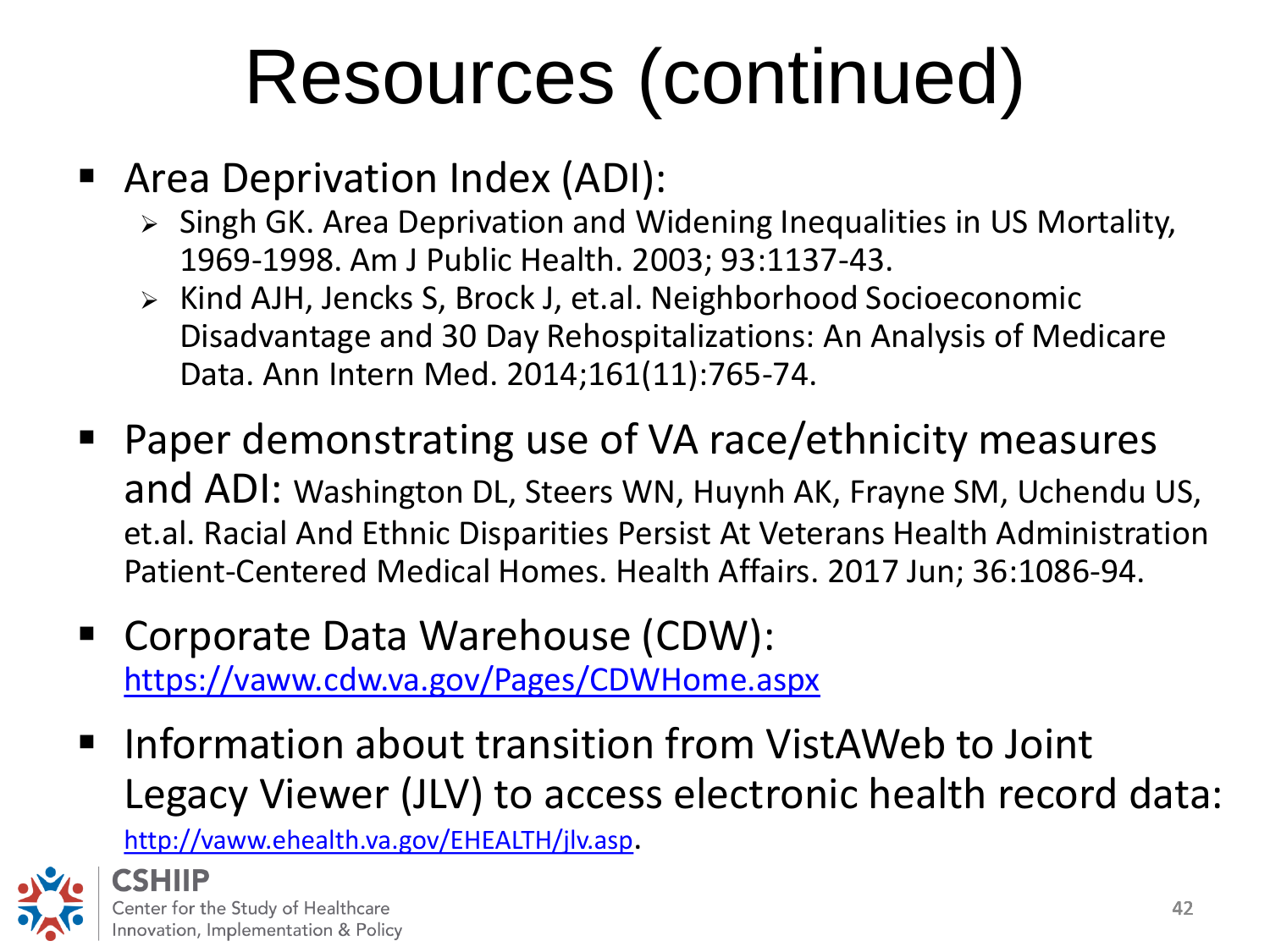# Resources (continued)

- Area Deprivation Index (ADI):
  - Singh GK. Area Deprivation and Widening Inequalities in US Mortality, 1969-1998. Am J Public Health. 2003; 93:1137-43.
  - Kind AJH, Jencks S, Brock J, et.al. Neighborhood Socioeconomic Disadvantage and 30 Day Rehospitalizations: An Analysis of Medicare Data. Ann Intern Med. 2014;161(11):765-74.
- Paper demonstrating use of VA race/ethnicity measures and ADI: Washington DL, Steers WN, Huynh AK, Frayne SM, Uchendu US, et.al. Racial And Ethnic Disparities Persist At Veterans Health Administration Patient-Centered Medical Homes. Health Affairs. 2017 Jun; 36:1086-94.
- Corporate Data Warehouse (CDW): https://vaww.cdw.va.gov/Pages/CDWHome.aspx
- Information about transition from VistAWeb to Joint Legacy Viewer (JLV) to access electronic health record data: http://vaww.ehealth.va.gov/EHEALTH/jlv.asp.

CSHIIP
Center for the Study of Healthcare Innovation, Implementation & Policy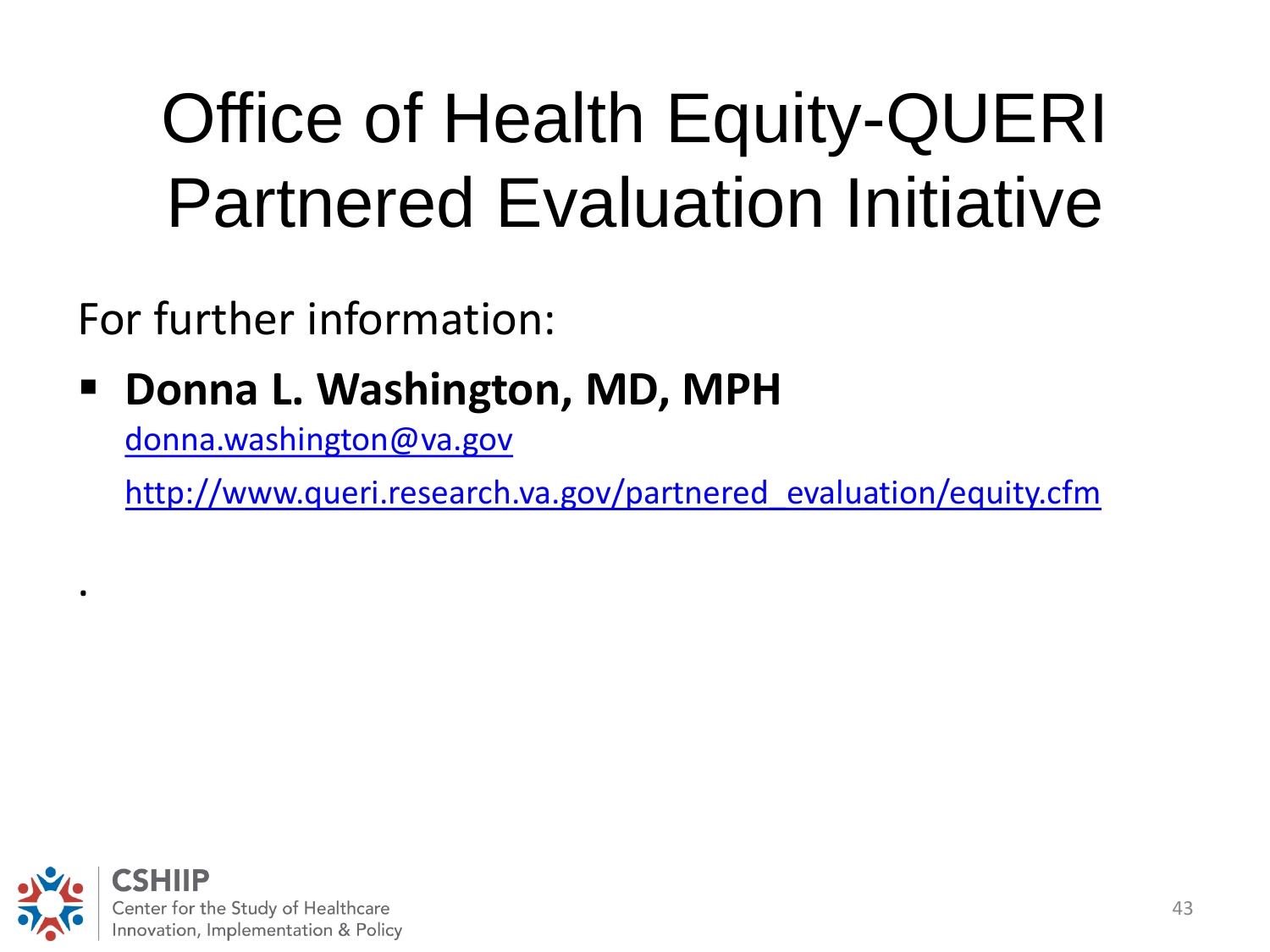# Office of Health Equity-QUERI Partnered Evaluation Initiative

For further information:

- **Donna L. Washington, MD, MPH**

  donna.washington@va.gov

  http://www.queri.research.va.gov/partnered_evaluation/equity.cfm

.

CSHIIP
Center for the Study of Healthcare
Innovation, Implementation & Policy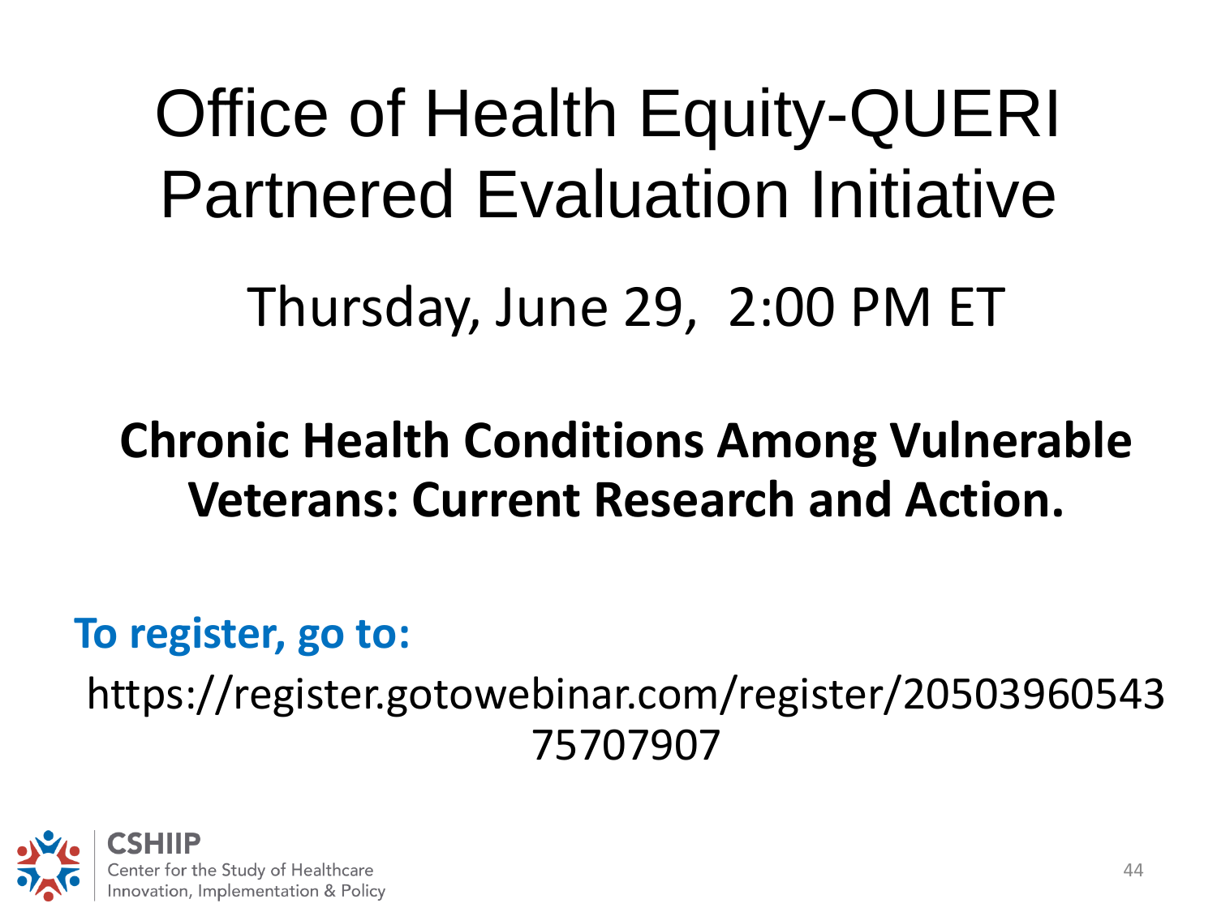# Office of Health Equity-QUERI Partnered Evaluation Initiative

## Thursday, June 29, 2:00 PM ET

**Chronic Health Conditions Among Vulnerable Veterans: Current Research and Action.**

**To register, go to:**

https://register.gotowebinar.com/register/2050396054375707907

CSHIIP
Center for the Study of Healthcare Innovation, Implementation & Policy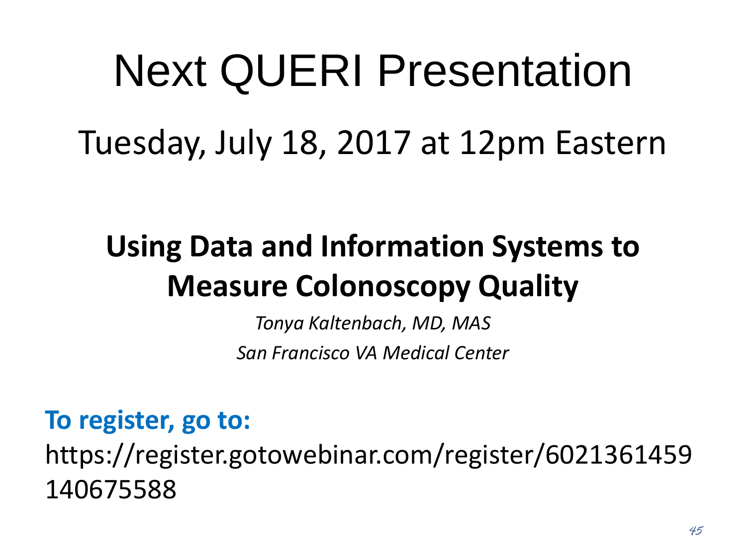# Next QUERI Presentation

## Tuesday, July 18, 2017 at 12pm Eastern

### Using Data and Information Systems to Measure Colonoscopy Quality

*Tonya Kaltenbach, MD, MAS*

*San Francisco VA Medical Center*

**To register, go to:**

https://register.gotowebinar.com/register/6021361459140675588